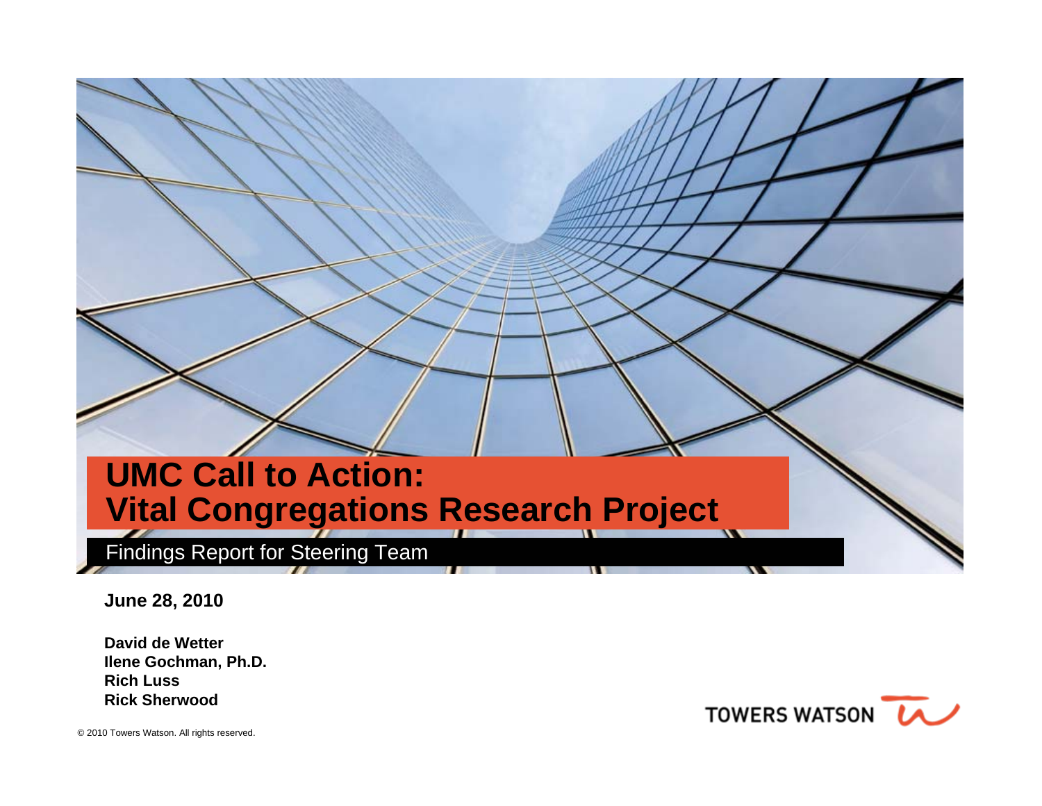# UMC Call to Action: Vital Congregations Research Project

## Findings Report for Steering Team

**June 28, 2010**

**David de Wetter**
**Ilene Gochman, Ph.D.**
**Rich Luss**
**Rick Sherwood**

TOWERS WATSON

© 2010 Towers Watson. All rights reserved.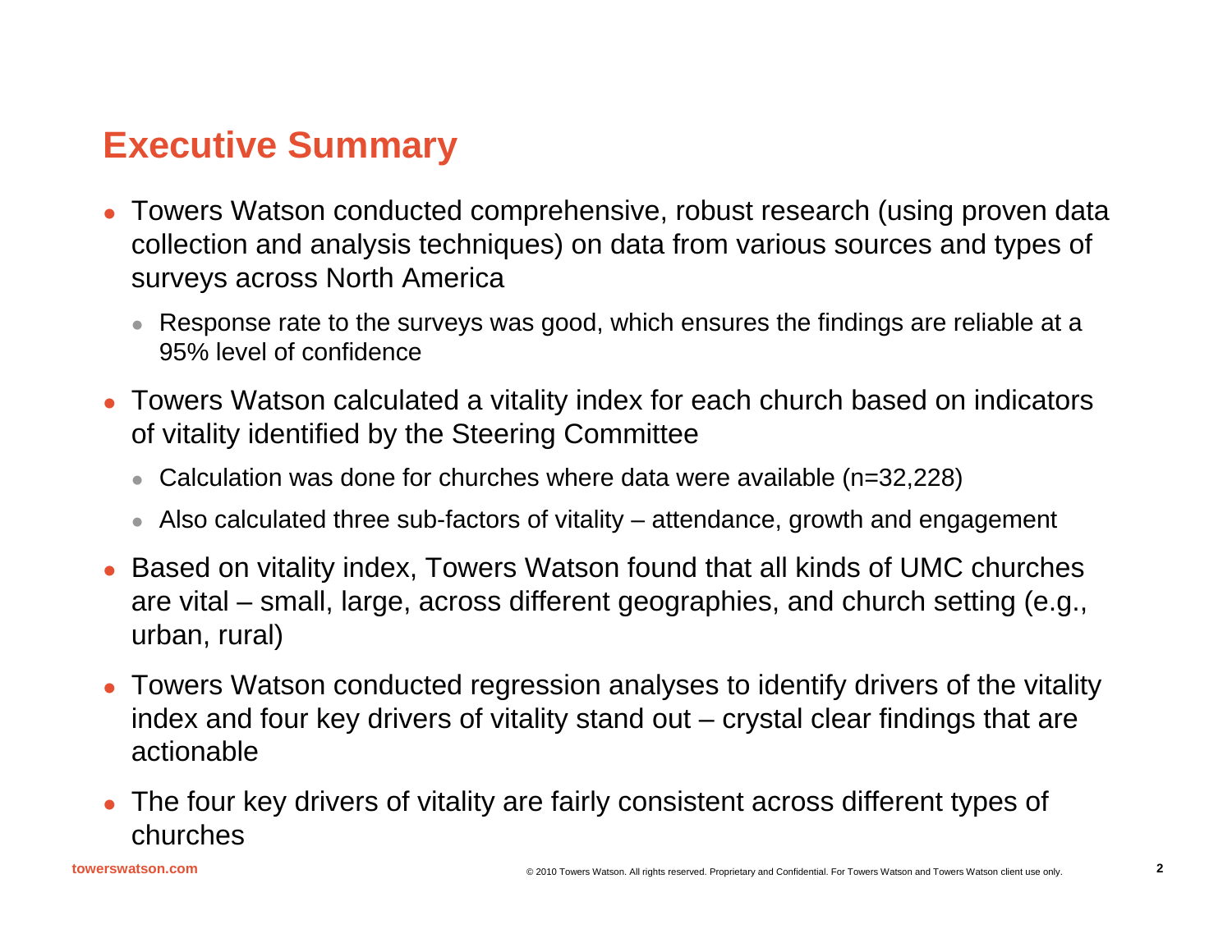# Executive Summary

- Towers Watson conducted comprehensive, robust research (using proven data collection and analysis techniques) on data from various sources and types of surveys across North America
  - Response rate to the surveys was good, which ensures the findings are reliable at a 95% level of confidence
- Towers Watson calculated a vitality index for each church based on indicators of vitality identified by the Steering Committee
  - Calculation was done for churches where data were available (n=32,228)
  - Also calculated three sub-factors of vitality – attendance, growth and engagement
- Based on vitality index, Towers Watson found that all kinds of UMC churches are vital – small, large, across different geographies, and church setting (e.g., urban, rural)
- Towers Watson conducted regression analyses to identify drivers of the vitality index and four key drivers of vitality stand out – crystal clear findings that are actionable
- The four key drivers of vitality are fairly consistent across different types of churches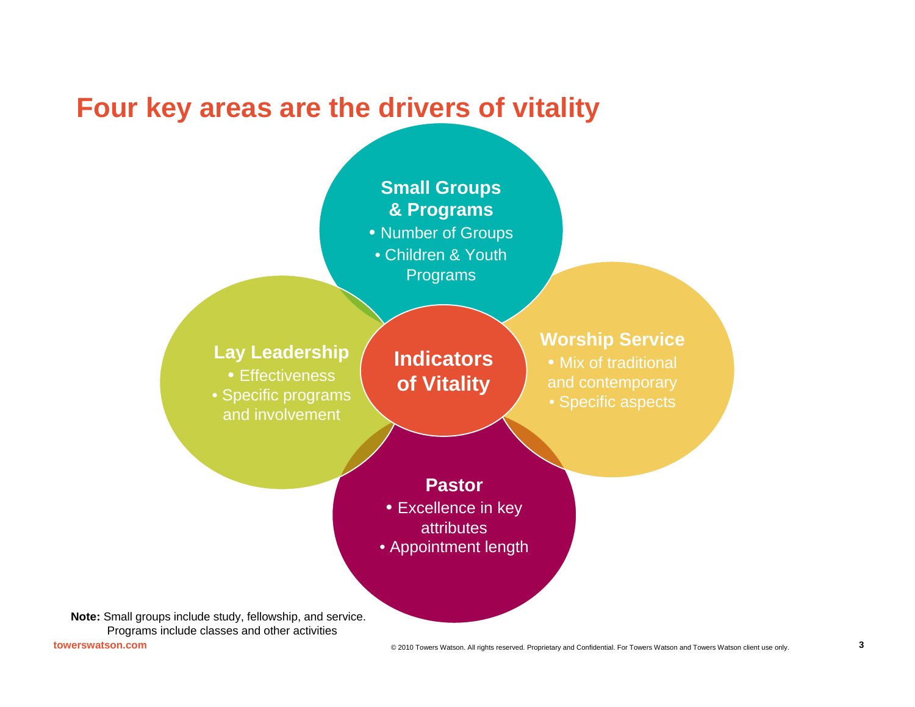# Four key areas are the drivers of vitality

**Indicators of Vitality**

**Small Groups & Programs**
- Number of Groups
- Children & Youth Programs

**Lay Leadership**
- Effectiveness
- Specific programs and involvement

**Worship Service**
- Mix of traditional and contemporary
- Specific aspects

**Pastor**
- Excellence in key attributes
- Appointment length

**Note:** Small groups include study, fellowship, and service. Programs include classes and other activities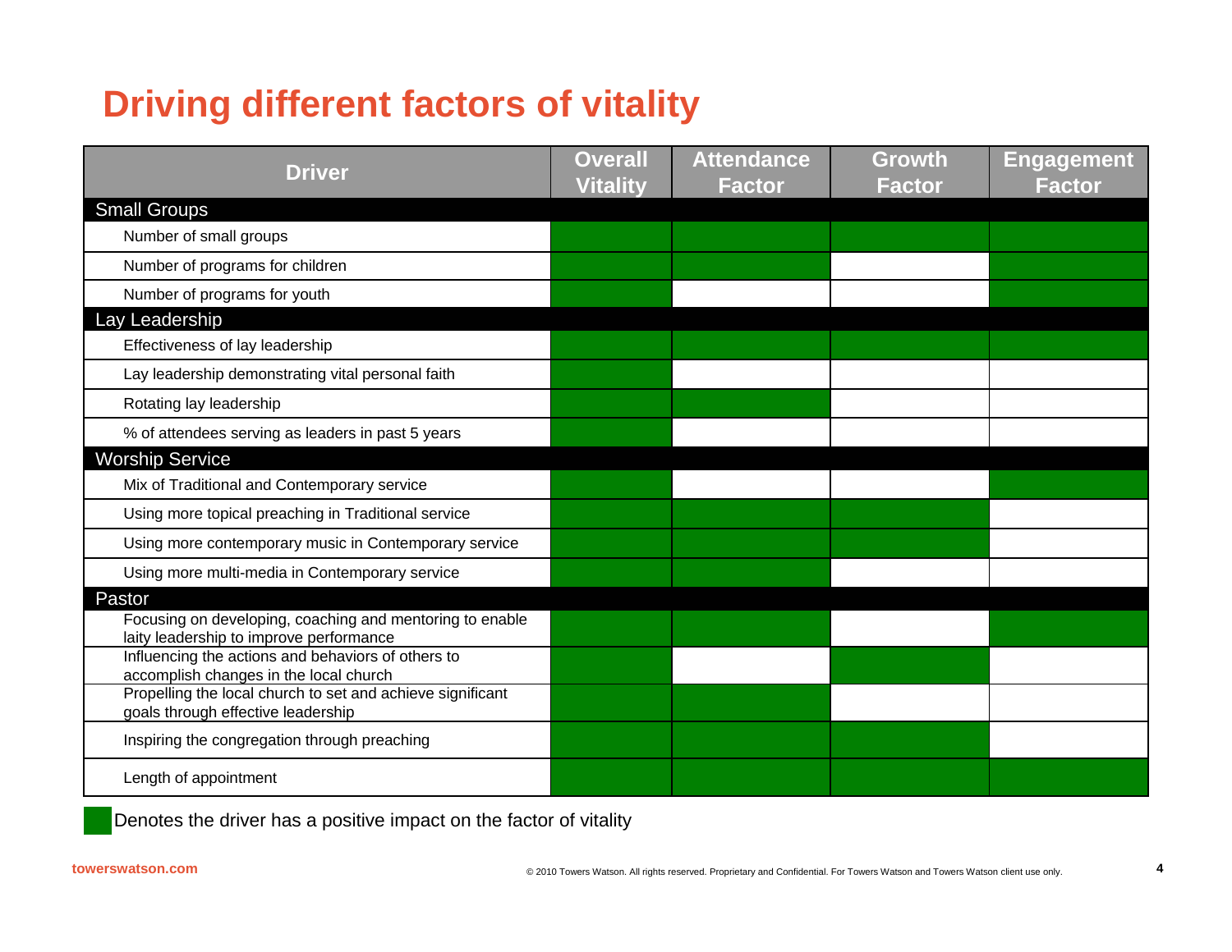# Driving different factors of vitality

| Driver | Overall Vitality | Attendance Factor | Growth Factor | Engagement Factor |
|---|---|---|---|---|
| **Small Groups** | | | | |
| Number of small groups | ■ | ■ | ■ | ■ |
| Number of programs for children | ■ | ■ | | ■ |
| Number of programs for youth | ■ | | | ■ |
| **Lay Leadership** | | | | |
| Effectiveness of lay leadership | ■ | ■ | ■ | ■ |
| Lay leadership demonstrating vital personal faith | ■ | | | |
| Rotating lay leadership | ■ | ■ | | |
| % of attendees serving as leaders in past 5 years | ■ | | | |
| **Worship Service** | | | | |
| Mix of Traditional and Contemporary service | ■ | | | ■ |
| Using more topical preaching in Traditional service | ■ | ■ | ■ | |
| Using more contemporary music in Contemporary service | ■ | ■ | ■ | |
| Using more multi-media in Contemporary service | ■ | ■ | | |
| **Pastor** | | | | |
| Focusing on developing, coaching and mentoring to enable laity leadership to improve performance | ■ | ■ | | ■ |
| Influencing the actions and behaviors of others to accomplish changes in the local church | ■ | | ■ | |
| Propelling the local church to set and achieve significant goals through effective leadership | ■ | ■ | | |
| Inspiring the congregation through preaching | ■ | ■ | ■ | |
| Length of appointment | ■ | ■ | ■ | ■ |

■ Denotes the driver has a positive impact on the factor of vitality

towerswatson.com

© 2010 Towers Watson. All rights reserved. Proprietary and Confidential. For Towers Watson and Towers Watson client use only.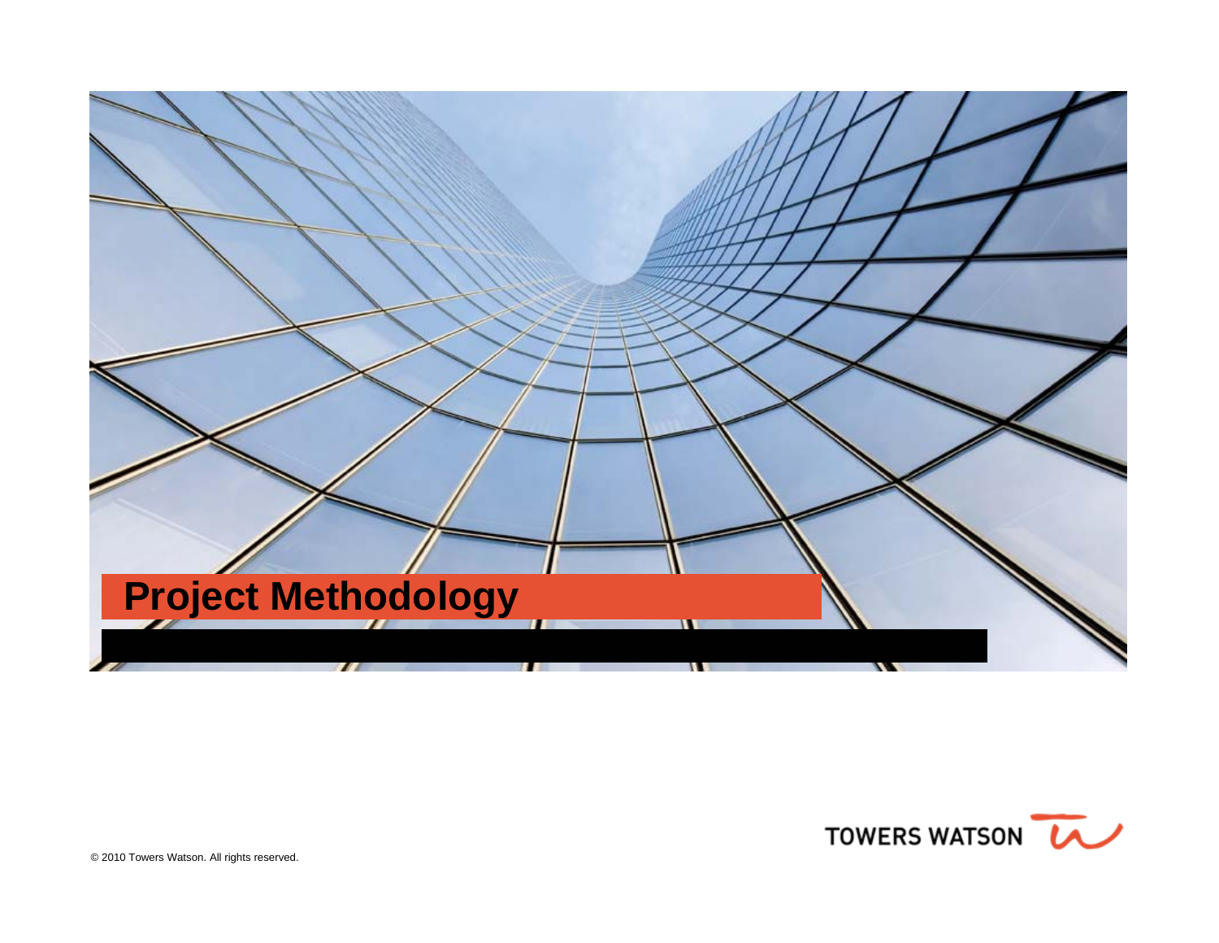# Project Methodology

© 2010 Towers Watson. All rights reserved.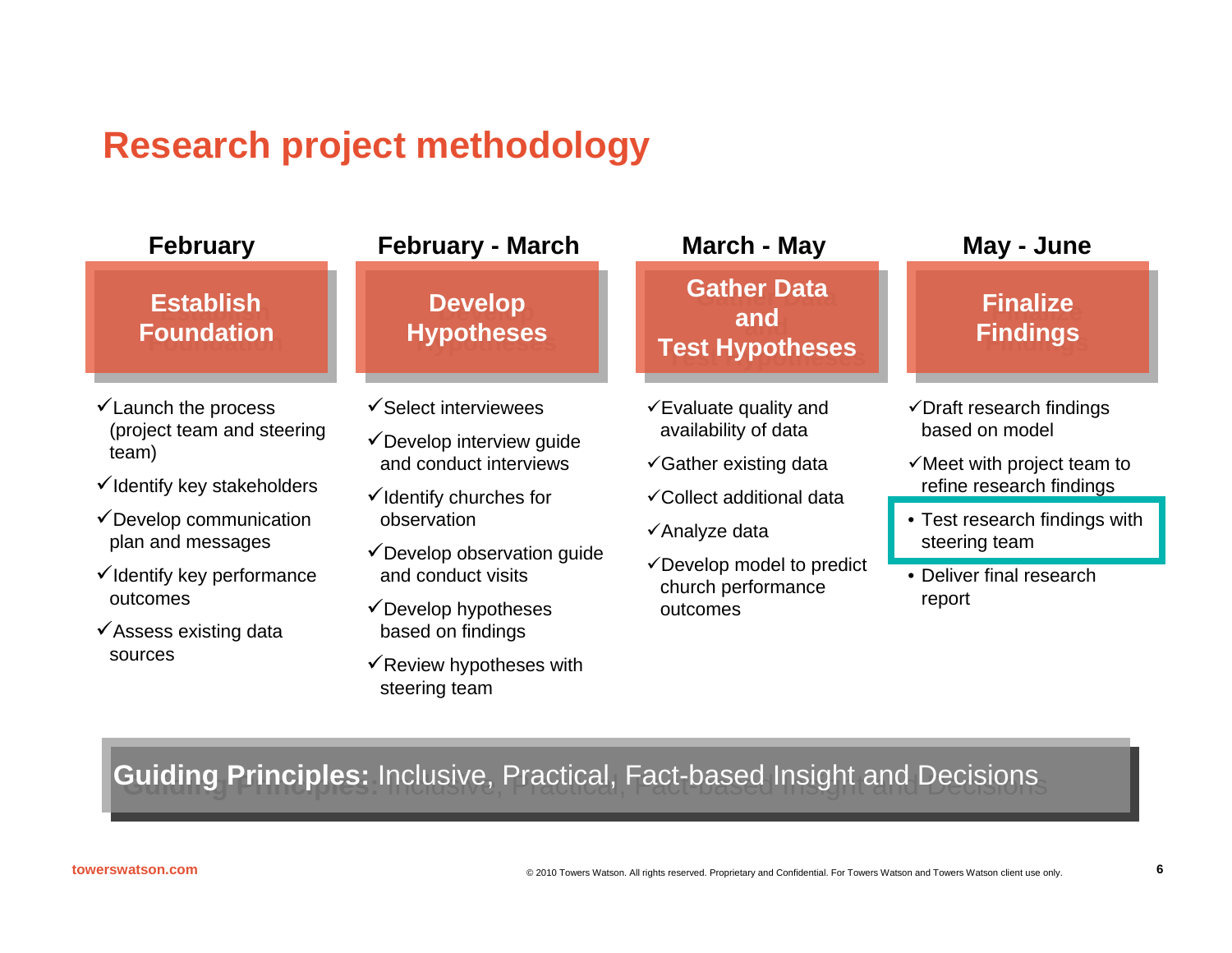# Research project methodology

### February

**Establish Foundation**

- ✓Launch the process (project team and steering team)
- ✓Identify key stakeholders
- ✓Develop communication plan and messages
- ✓Identify key performance outcomes
- ✓Assess existing data sources

### February - March

**Develop Hypotheses**

- ✓Select interviewees
- ✓Develop interview guide and conduct interviews
- ✓Identify churches for observation
- ✓Develop observation guide and conduct visits
- ✓Develop hypotheses based on findings
- ✓Review hypotheses with steering team

### March - May

**Gather Data and Test Hypotheses**

- ✓Evaluate quality and availability of data
- ✓Gather existing data
- ✓Collect additional data
- ✓Analyze data
- ✓Develop model to predict church performance outcomes

### May - June

**Finalize Findings**

- ✓Draft research findings based on model
- ✓Meet with project team to refine research findings
- Test research findings with steering team
- Deliver final research report

**Guiding Principles:** Inclusive, Practical, Fact-based Insight and Decisions

towerswatson.com

© 2010 Towers Watson. All rights reserved. Proprietary and Confidential. For Towers Watson and Towers Watson client use only.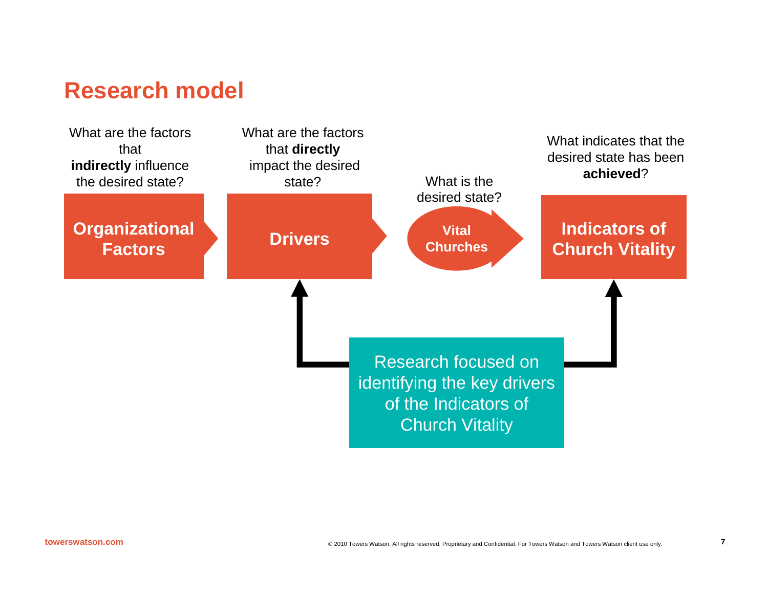# Research model

What are the factors that **indirectly** influence the desired state?

**Organizational Factors**

What are the factors that **directly** impact the desired state?

**Drivers**

What is the desired state?

**Vital Churches**

What indicates that the desired state has been **achieved**?

**Indicators of Church Vitality**

Research focused on identifying the key drivers of the Indicators of Church Vitality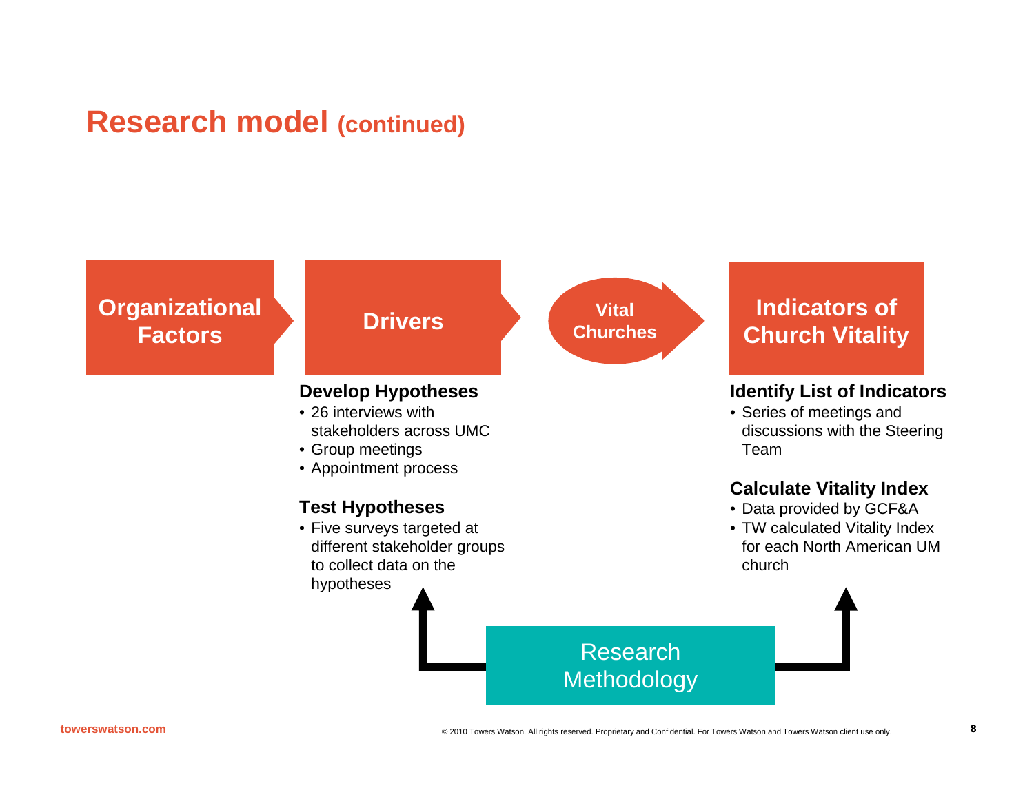# Research model (continued)

**Organizational Factors** → **Drivers** → **Vital Churches** → **Indicators of Church Vitality**

### Develop Hypotheses

- 26 interviews with stakeholders across UMC
- Group meetings
- Appointment process

### Test Hypotheses

- Five surveys targeted at different stakeholder groups to collect data on the hypotheses

### Identify List of Indicators

- Series of meetings and discussions with the Steering Team

### Calculate Vitality Index

- Data provided by GCF&A
- TW calculated Vitality Index for each North American UM church

**Research Methodology**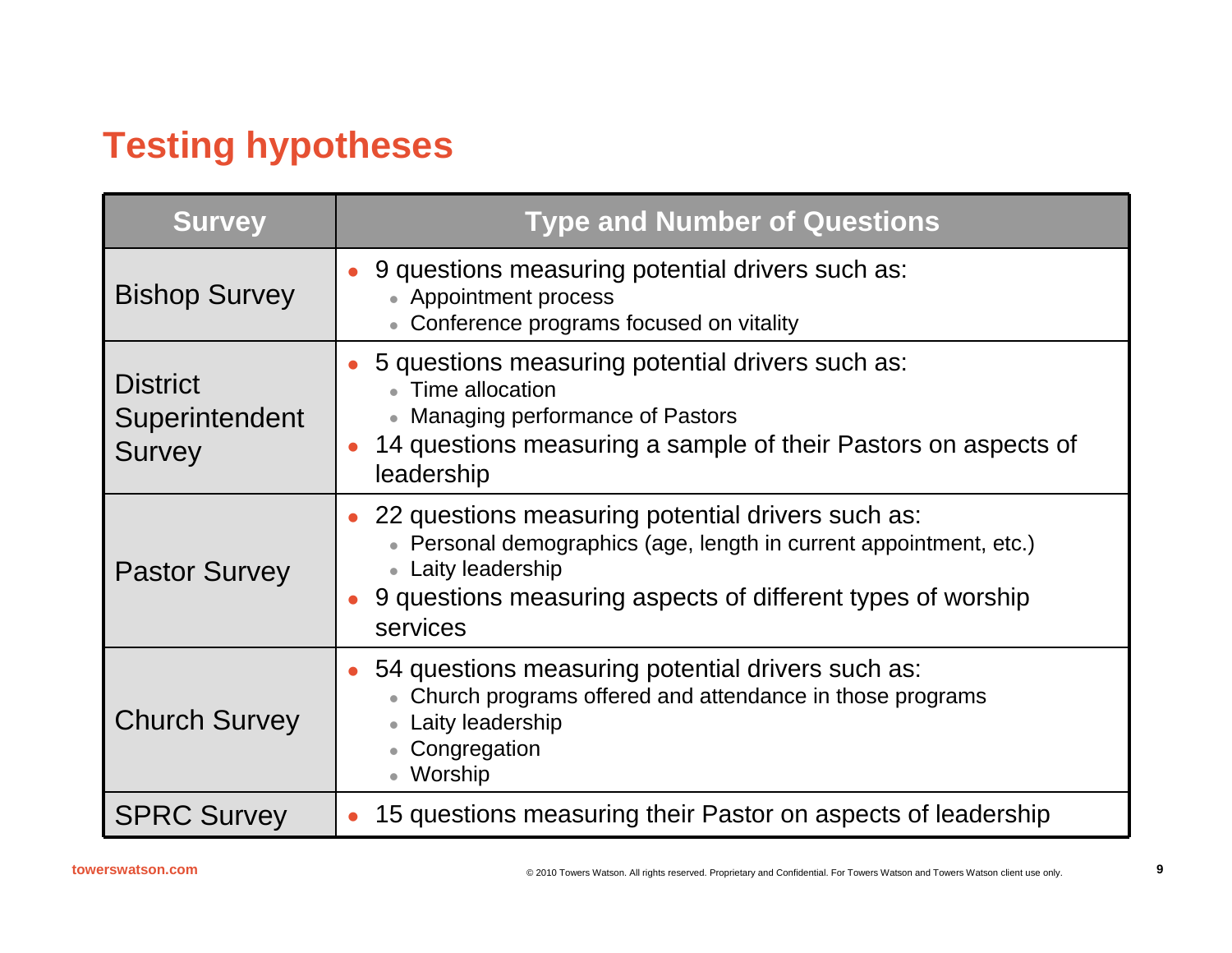## Testing hypotheses

| Survey | Type and Number of Questions |
|---|---|
| Bishop Survey | • 9 questions measuring potential drivers such as:<br>  • Appointment process<br>  • Conference programs focused on vitality |
| District Superintendent Survey | • 5 questions measuring potential drivers such as:<br>  • Time allocation<br>  • Managing performance of Pastors<br>• 14 questions measuring a sample of their Pastors on aspects of leadership |
| Pastor Survey | • 22 questions measuring potential drivers such as:<br>  • Personal demographics (age, length in current appointment, etc.)<br>  • Laity leadership<br>• 9 questions measuring aspects of different types of worship services |
| Church Survey | • 54 questions measuring potential drivers such as:<br>  • Church programs offered and attendance in those programs<br>  • Laity leadership<br>  • Congregation<br>  • Worship |
| SPRC Survey | • 15 questions measuring their Pastor on aspects of leadership |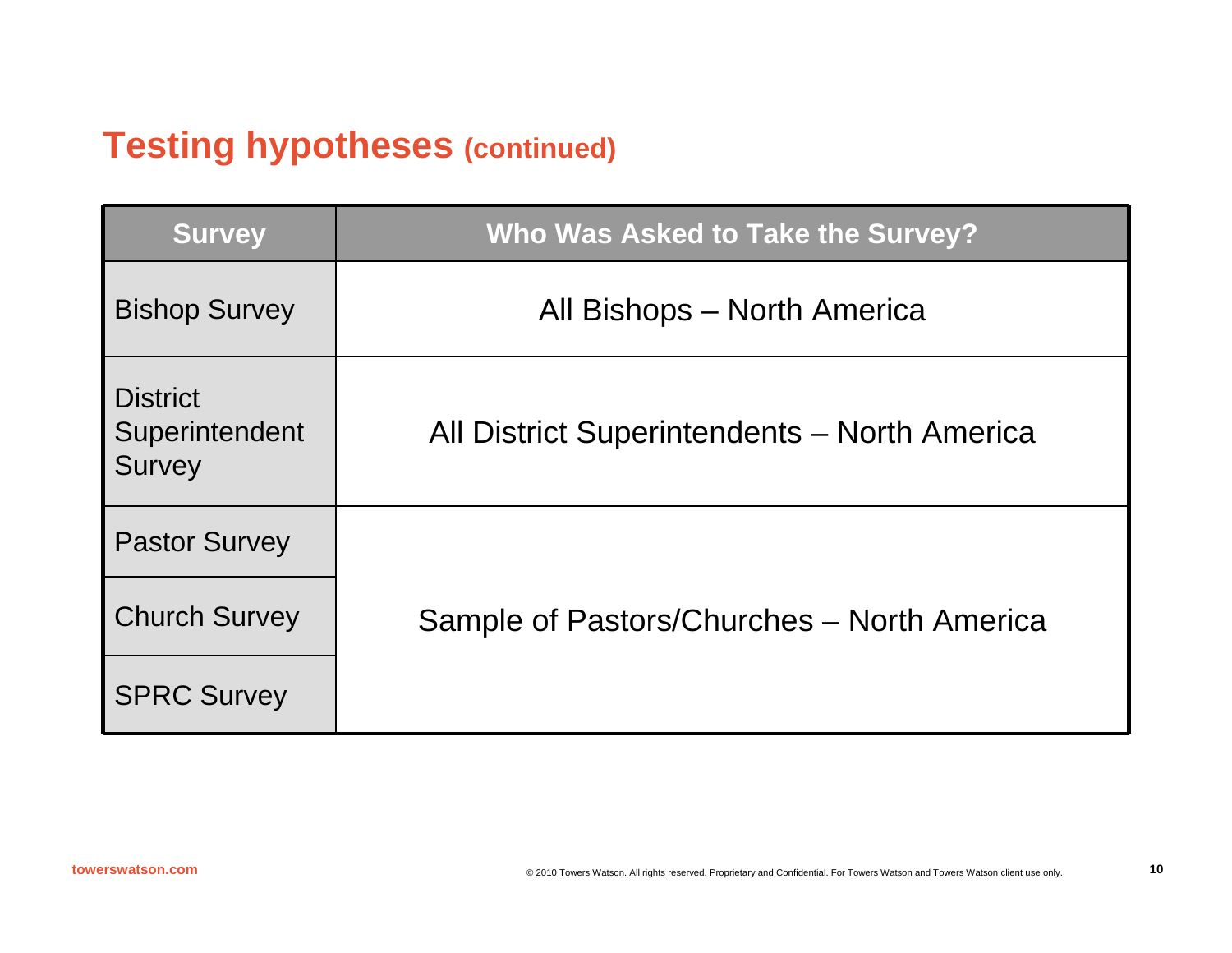## Testing hypotheses (continued)

| Survey | Who Was Asked to Take the Survey? |
| --- | --- |
| Bishop Survey | All Bishops – North America |
| District Superintendent Survey | All District Superintendents – North America |
| Pastor Survey | Sample of Pastors/Churches – North America |
| Church Survey | |
| SPRC Survey | |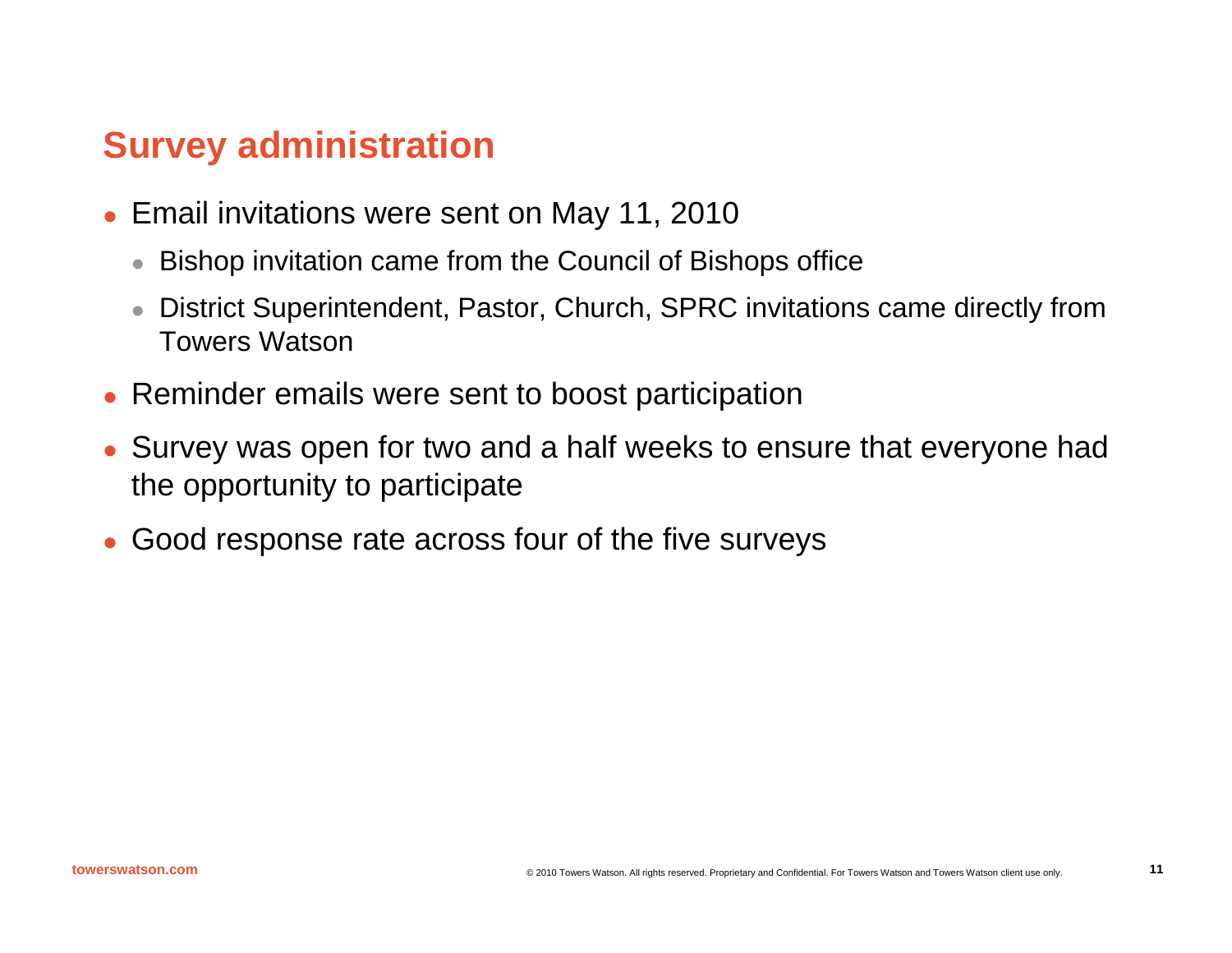# Survey administration

- Email invitations were sent on May 11, 2010
  - Bishop invitation came from the Council of Bishops office
  - District Superintendent, Pastor, Church, SPRC invitations came directly from Towers Watson
- Reminder emails were sent to boost participation
- Survey was open for two and a half weeks to ensure that everyone had the opportunity to participate
- Good response rate across four of the five surveys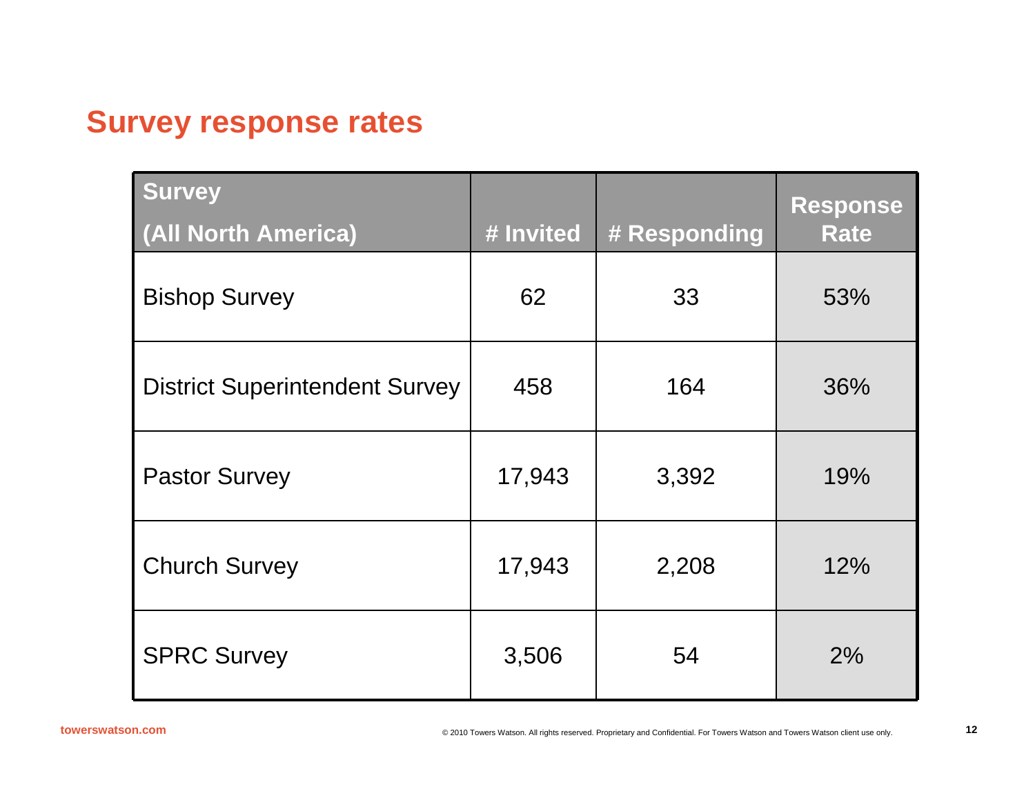## Survey response rates

| Survey (All North America) | # Invited | # Responding | Response Rate |
|---|---|---|---|
| Bishop Survey | 62 | 33 | 53% |
| District Superintendent Survey | 458 | 164 | 36% |
| Pastor Survey | 17,943 | 3,392 | 19% |
| Church Survey | 17,943 | 2,208 | 12% |
| SPRC Survey | 3,506 | 54 | 2% |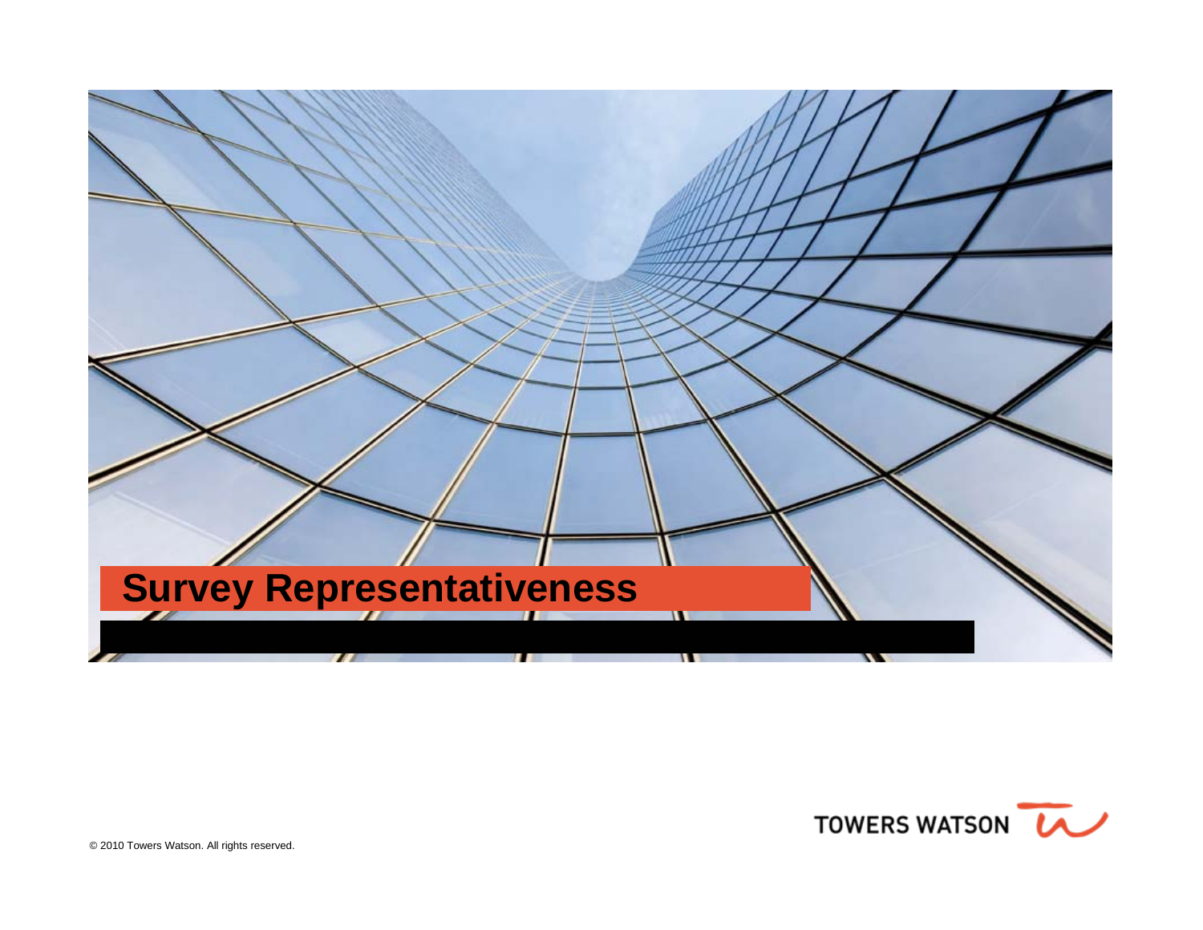# Survey Representativeness

© 2010 Towers Watson. All rights reserved.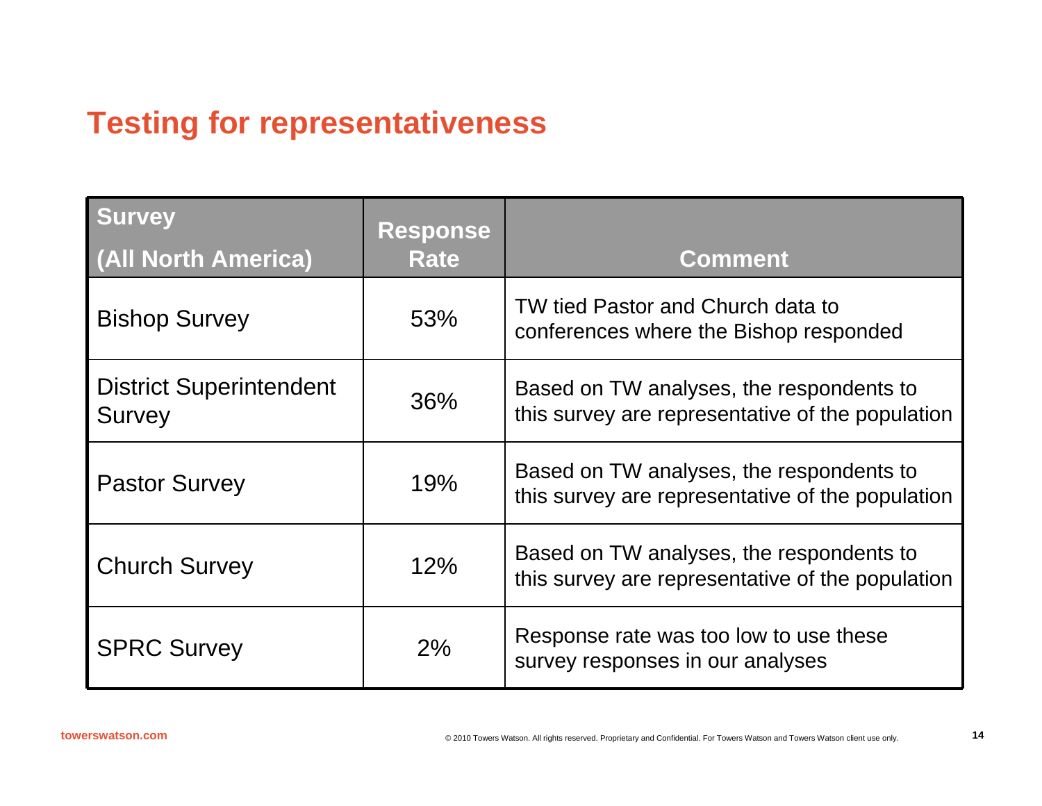# Testing for representativeness

| Survey (All North America) | Response Rate | Comment |
|---|---|---|
| Bishop Survey | 53% | TW tied Pastor and Church data to conferences where the Bishop responded |
| District Superintendent Survey | 36% | Based on TW analyses, the respondents to this survey are representative of the population |
| Pastor Survey | 19% | Based on TW analyses, the respondents to this survey are representative of the population |
| Church Survey | 12% | Based on TW analyses, the respondents to this survey are representative of the population |
| SPRC Survey | 2% | Response rate was too low to use these survey responses in our analyses |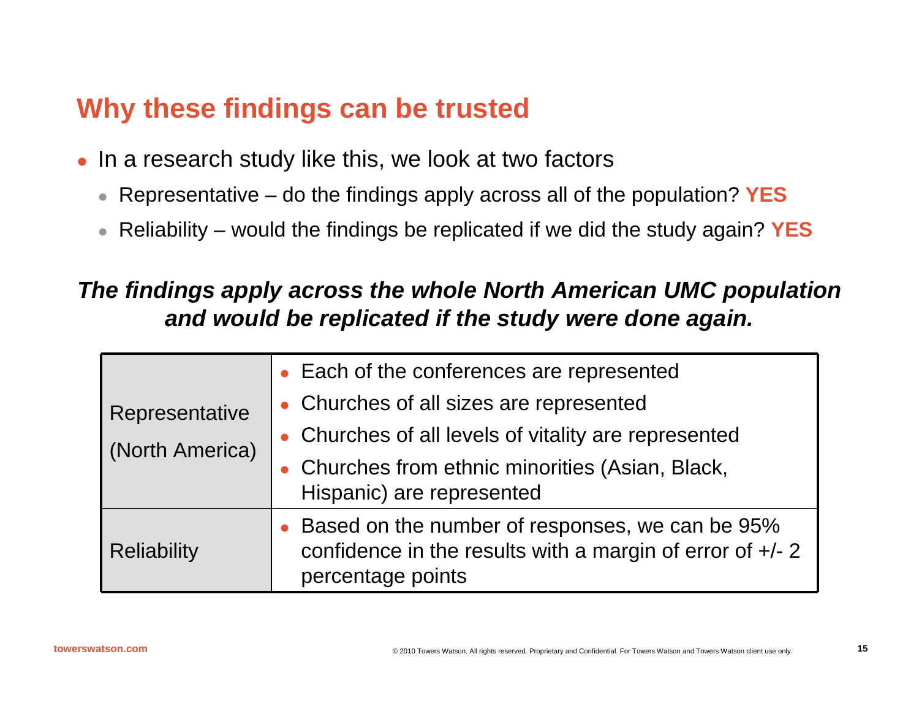## Why these findings can be trusted

- In a research study like this, we look at two factors
  - Representative – do the findings apply across all of the population? **YES**
  - Reliability – would the findings be replicated if we did the study again? **YES**

***The findings apply across the whole North American UMC population and would be replicated if the study were done again.***

| | |
|---|---|
| Representative (North America) | • Each of the conferences are represented<br>• Churches of all sizes are represented<br>• Churches of all levels of vitality are represented<br>• Churches from ethnic minorities (Asian, Black, Hispanic) are represented |
| Reliability | • Based on the number of responses, we can be 95% confidence in the results with a margin of error of +/- 2 percentage points |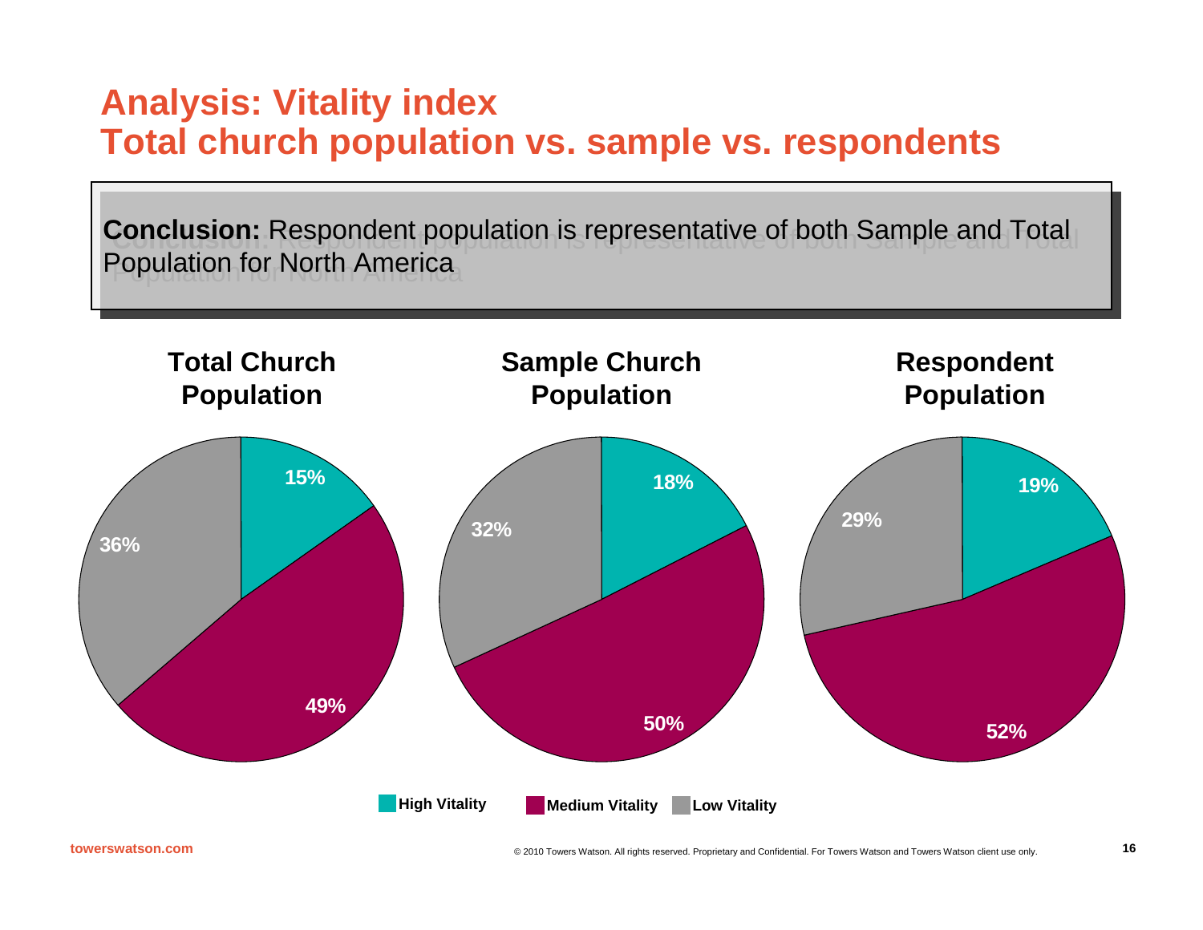# Analysis: Vitality index
# Total church population vs. sample vs. respondents

**Conclusion:** Respondent population is representative of both Sample and Total Population for North America

| | Total Church Population | Sample Church Population | Respondent Population |
|---|---|---|---|
| High Vitality | 15% | 18% | 19% |
| Medium Vitality | 49% | 50% | 52% |
| Low Vitality | 36% | 32% | 29% |

towerswatson.com

© 2010 Towers Watson. All rights reserved. Proprietary and Confidential. For Towers Watson and Towers Watson client use only.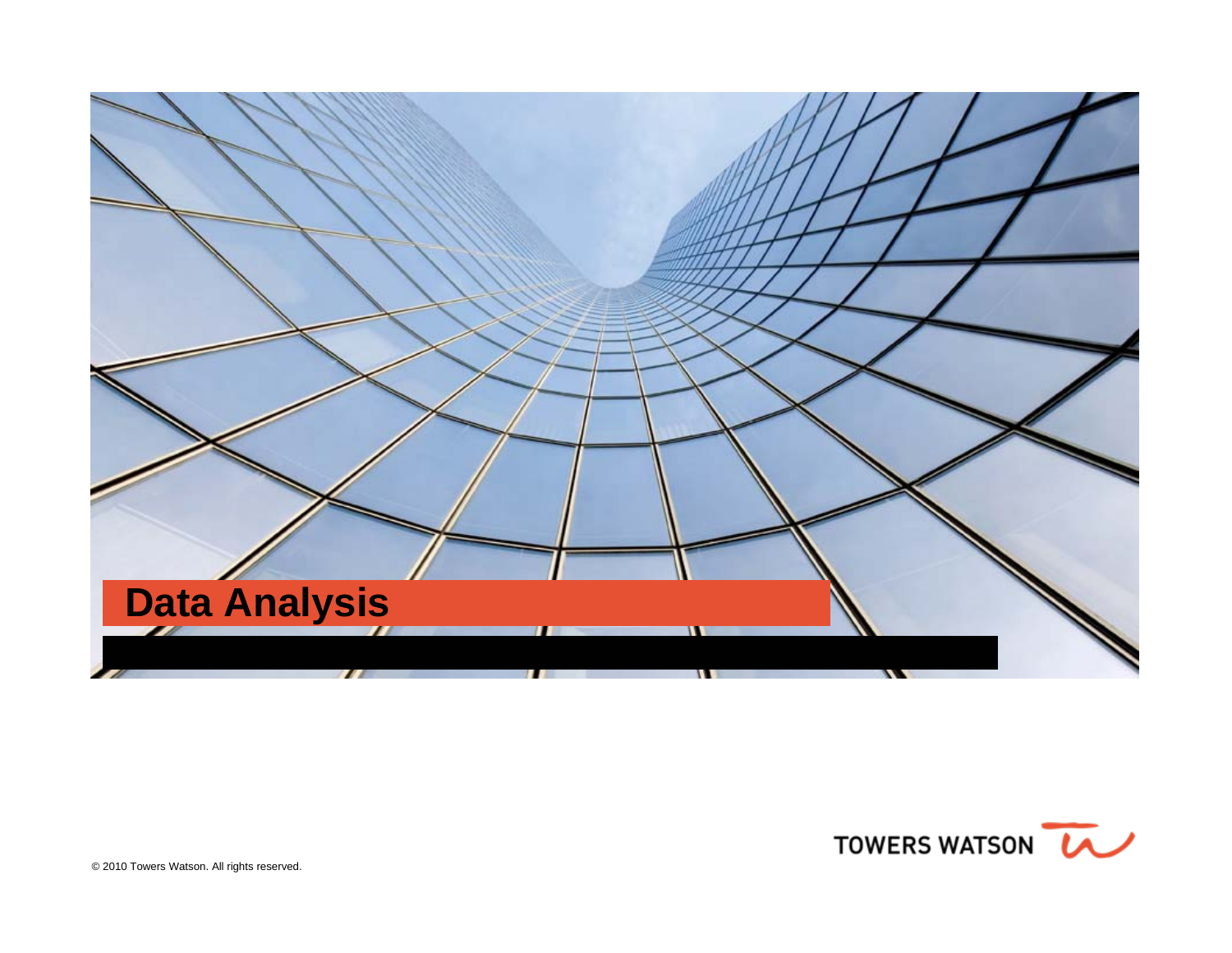# Data Analysis

© 2010 Towers Watson. All rights reserved.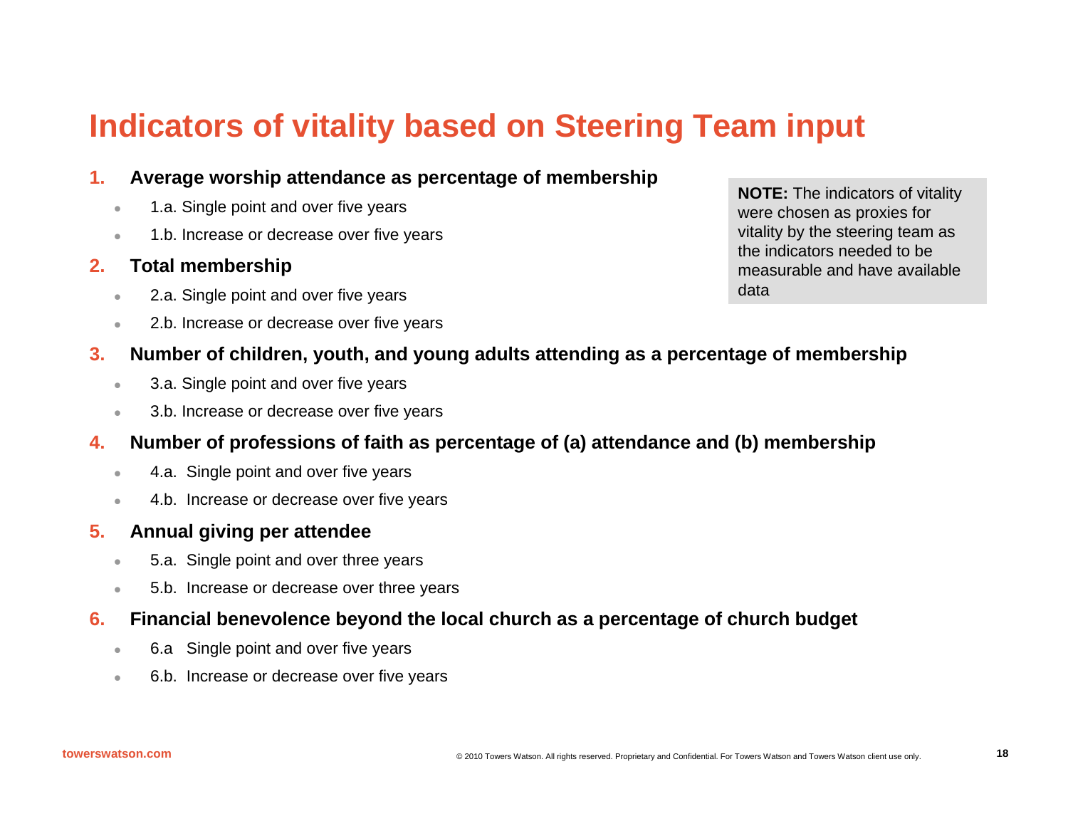# Indicators of vitality based on Steering Team input

**NOTE:** The indicators of vitality were chosen as proxies for vitality by the steering team as the indicators needed to be measurable and have available data

1. **Average worship attendance as percentage of membership**
   - 1.a. Single point and over five years
   - 1.b. Increase or decrease over five years
2. **Total membership**
   - 2.a. Single point and over five years
   - 2.b. Increase or decrease over five years
3. **Number of children, youth, and young adults attending as a percentage of membership**
   - 3.a. Single point and over five years
   - 3.b. Increase or decrease over five years
4. **Number of professions of faith as percentage of (a) attendance and (b) membership**
   - 4.a. Single point and over five years
   - 4.b. Increase or decrease over five years
5. **Annual giving per attendee**
   - 5.a. Single point and over three years
   - 5.b. Increase or decrease over three years
6. **Financial benevolence beyond the local church as a percentage of church budget**
   - 6.a Single point and over five years
   - 6.b. Increase or decrease over five years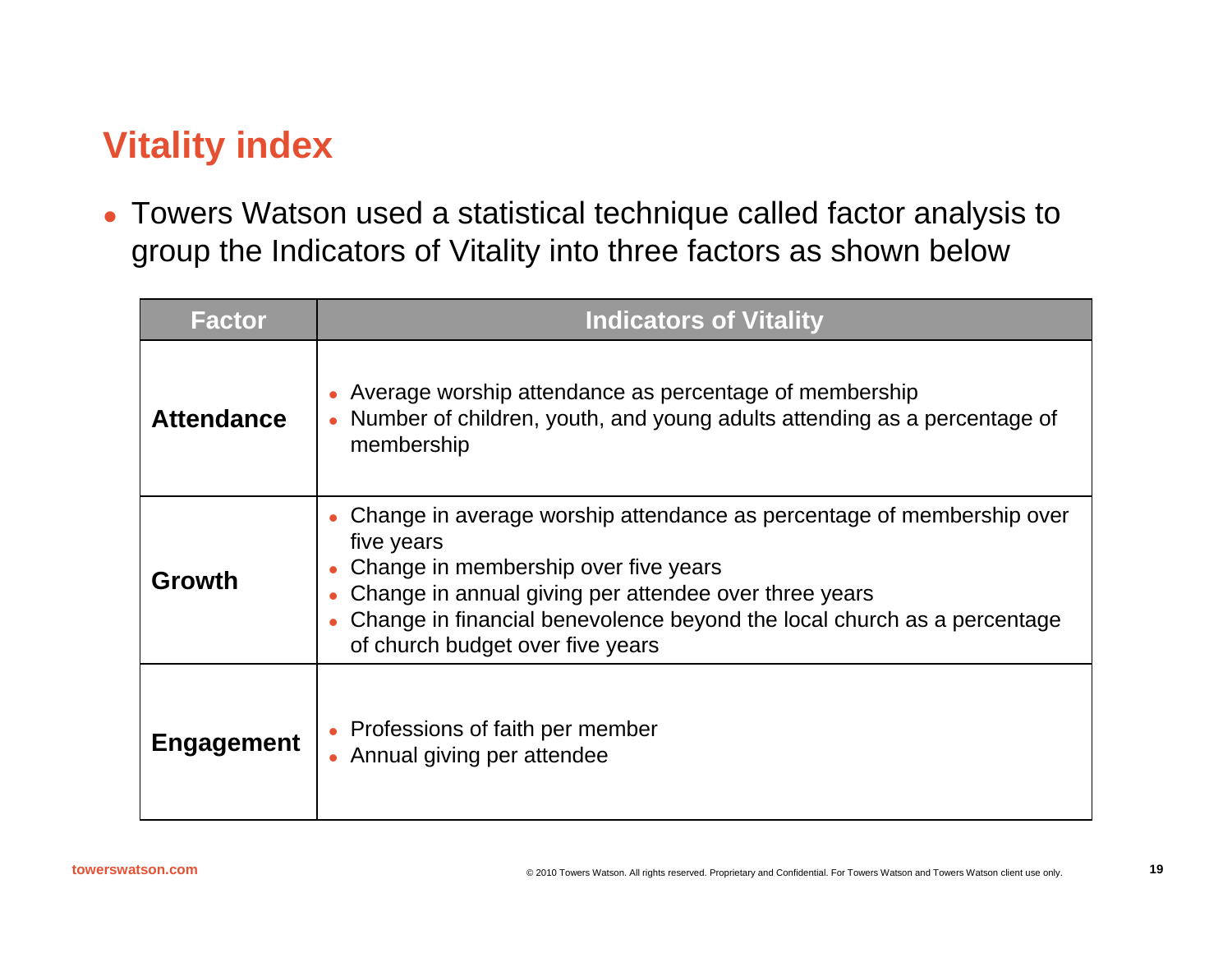# Vitality index

- Towers Watson used a statistical technique called factor analysis to group the Indicators of Vitality into three factors as shown below

| Factor | Indicators of Vitality |
| --- | --- |
| **Attendance** | • Average worship attendance as percentage of membership<br>• Number of children, youth, and young adults attending as a percentage of membership |
| **Growth** | • Change in average worship attendance as percentage of membership over five years<br>• Change in membership over five years<br>• Change in annual giving per attendee over three years<br>• Change in financial benevolence beyond the local church as a percentage of church budget over five years |
| **Engagement** | • Professions of faith per member<br>• Annual giving per attendee |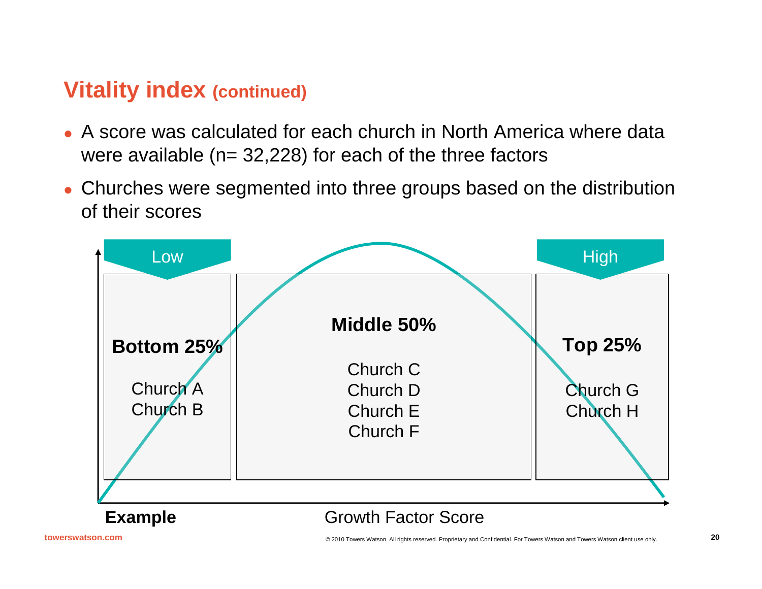# Vitality index (continued)

- A score was calculated for each church in North America where data were available (n= 32,228) for each of the three factors
- Churches were segmented into three groups based on the distribution of their scores

| Low | | High |
|---|---|---|
| **Bottom 25%** | **Middle 50%** | **Top 25%** |
| Church A<br>Church B | Church C<br>Church D<br>Church E<br>Church F | Church G<br>Church H |

**Example** — Growth Factor Score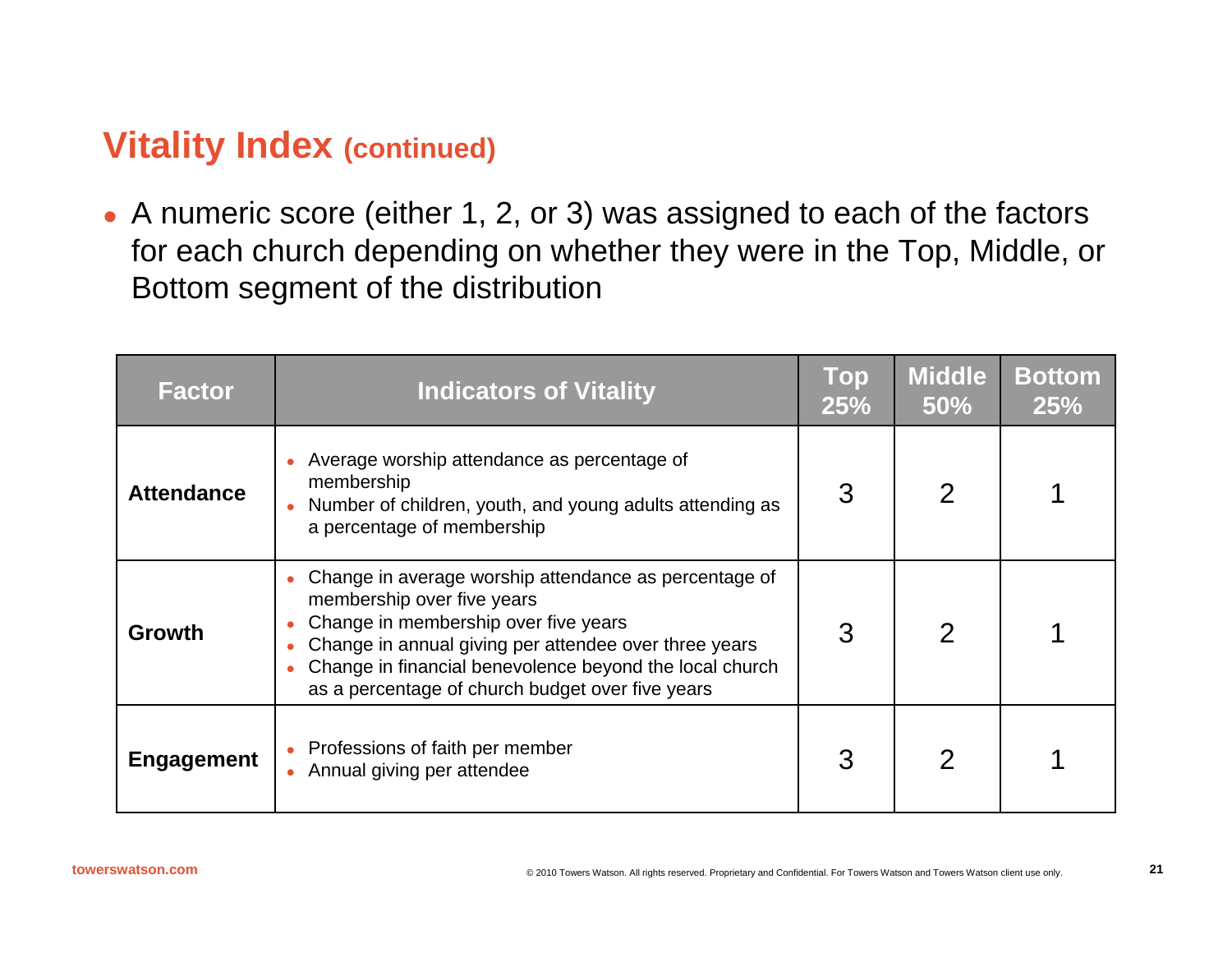## Vitality Index (continued)

- A numeric score (either 1, 2, or 3) was assigned to each of the factors for each church depending on whether they were in the Top, Middle, or Bottom segment of the distribution

| Factor | Indicators of Vitality | Top 25% | Middle 50% | Bottom 25% |
|---|---|---|---|---|
| **Attendance** | • Average worship attendance as percentage of membership<br>• Number of children, youth, and young adults attending as a percentage of membership | 3 | 2 | 1 |
| **Growth** | • Change in average worship attendance as percentage of membership over five years<br>• Change in membership over five years<br>• Change in annual giving per attendee over three years<br>• Change in financial benevolence beyond the local church as a percentage of church budget over five years | 3 | 2 | 1 |
| **Engagement** | • Professions of faith per member<br>• Annual giving per attendee | 3 | 2 | 1 |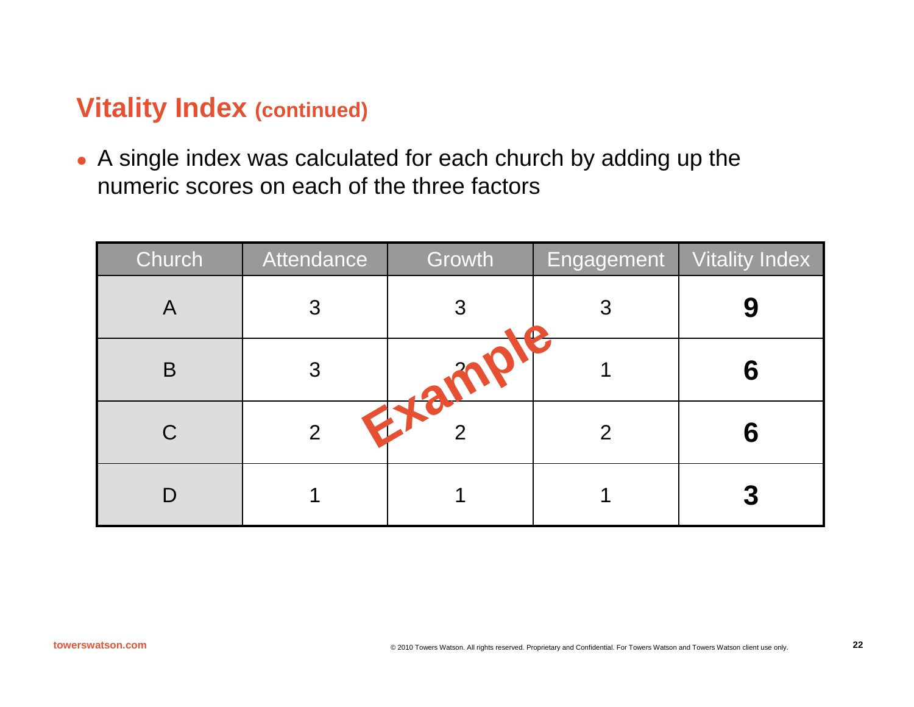## Vitality Index (continued)

- A single index was calculated for each church by adding up the numeric scores on each of the three factors

| Church | Attendance | Growth | Engagement | Vitality Index |
|---|---|---|---|---|
| A | 3 | 3 | 3 | **9** |
| B | 3 | 2 | 1 | **6** |
| C | 2 | 2 | 2 | **6** |
| D | 1 | 1 | 1 | **3** |

Example

towerswatson.com

© 2010 Towers Watson. All rights reserved. Proprietary and Confidential. For Towers Watson and Towers Watson client use only.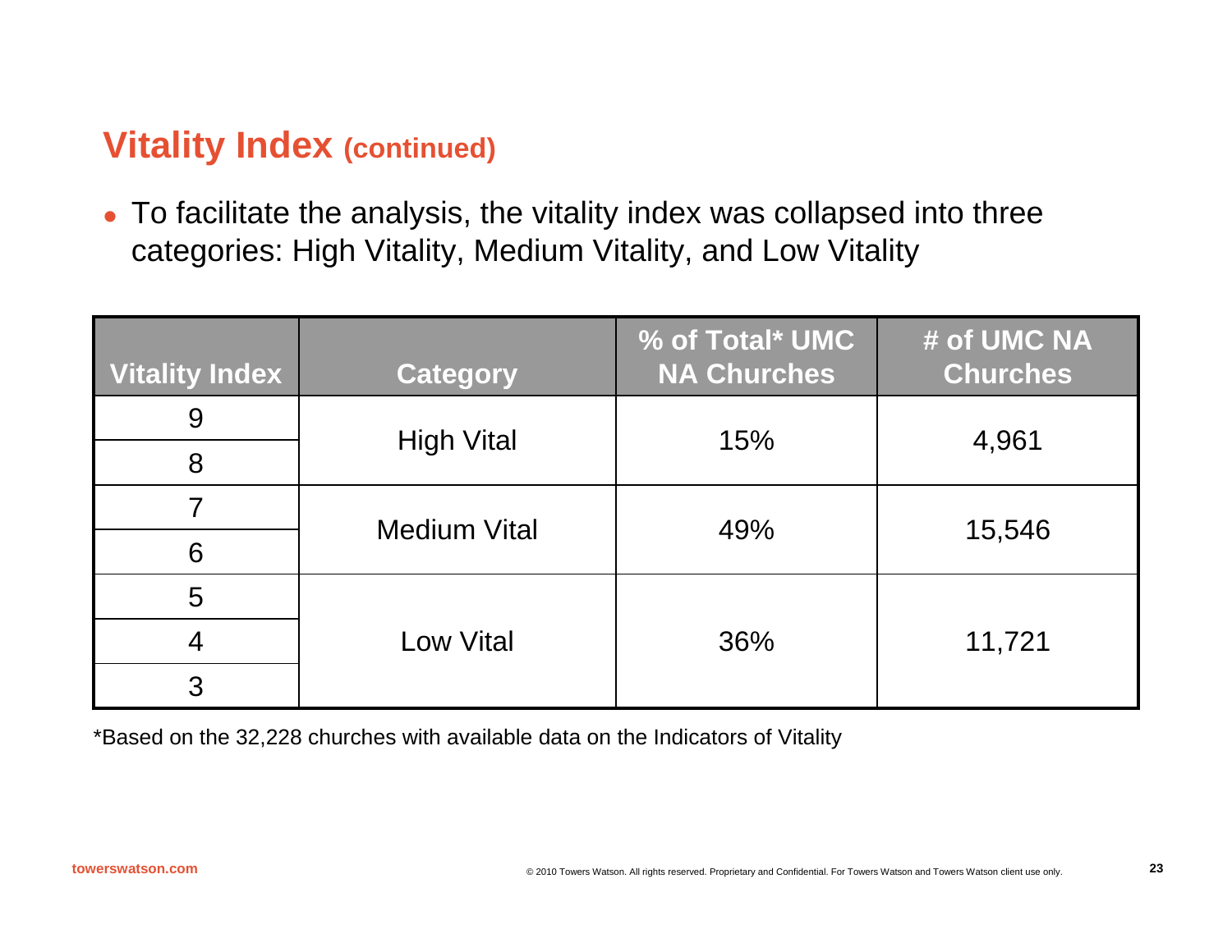# Vitality Index (continued)

- To facilitate the analysis, the vitality index was collapsed into three categories: High Vitality, Medium Vitality, and Low Vitality

| Vitality Index | Category | % of Total* UMC NA Churches | # of UMC NA Churches |
|---|---|---|---|
| 9 | High Vital | 15% | 4,961 |
| 8 | | | |
| 7 | Medium Vital | 49% | 15,546 |
| 6 | | | |
| 5 | Low Vital | 36% | 11,721 |
| 4 | | | |
| 3 | | | |

*Based on the 32,228 churches with available data on the Indicators of Vitality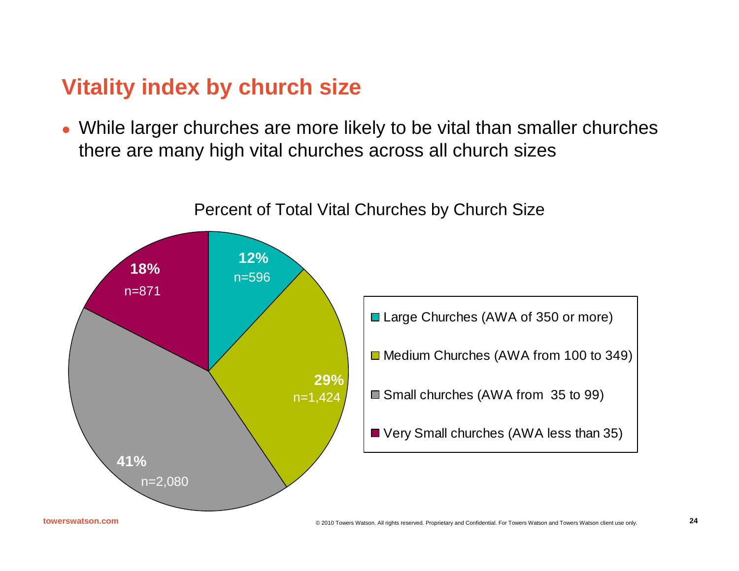# Vitality index by church size

- While larger churches are more likely to be vital than smaller churches there are many high vital churches across all church sizes

Percent of Total Vital Churches by Church Size

| Church Size | Percent | n |
|---|---|---|
| Large Churches (AWA of 350 or more) | 12% | n=596 |
| Medium Churches (AWA from 100 to 349) | 29% | n=1,424 |
| Small churches (AWA from 35 to 99) | 41% | n=2,080 |
| Very Small churches (AWA less than 35) | 18% | n=871 |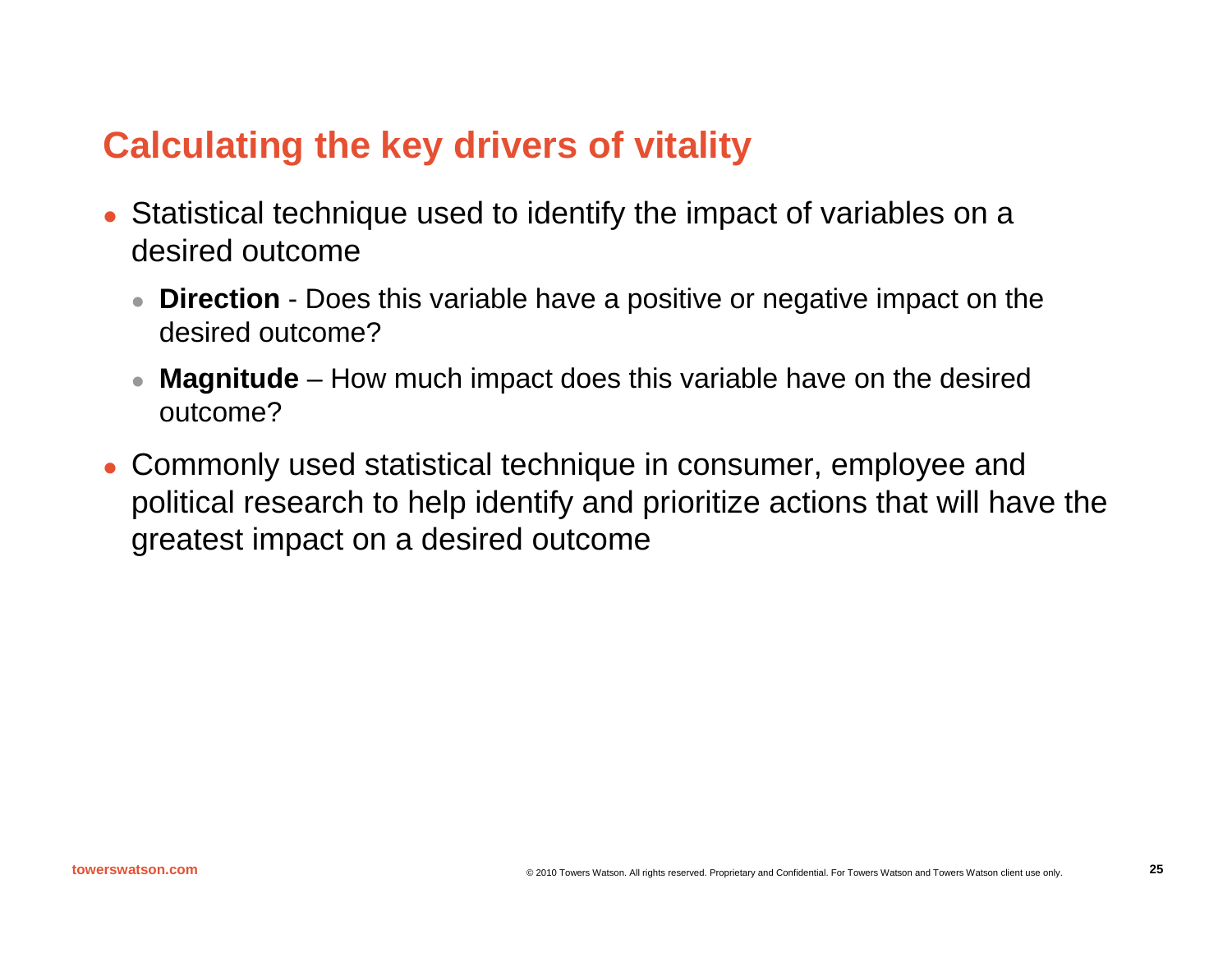# Calculating the key drivers of vitality

- Statistical technique used to identify the impact of variables on a desired outcome
  - **Direction** - Does this variable have a positive or negative impact on the desired outcome?
  - **Magnitude** – How much impact does this variable have on the desired outcome?
- Commonly used statistical technique in consumer, employee and political research to help identify and prioritize actions that will have the greatest impact on a desired outcome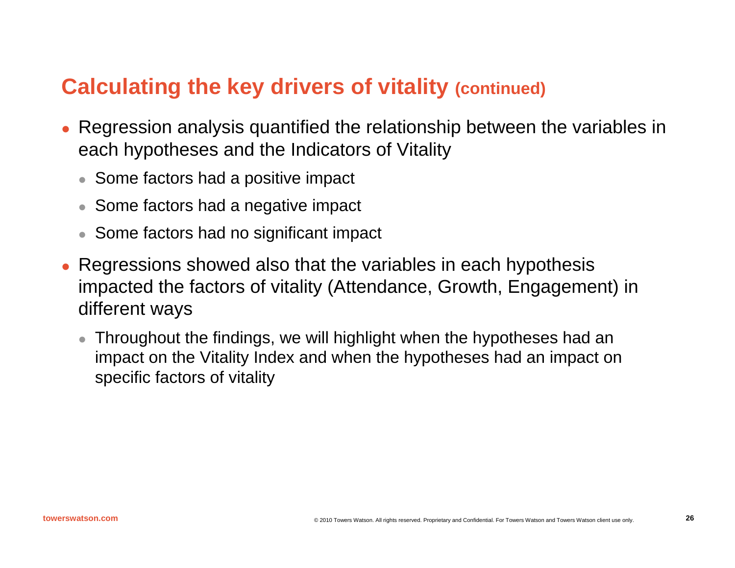# Calculating the key drivers of vitality (continued)

- Regression analysis quantified the relationship between the variables in each hypotheses and the Indicators of Vitality
  - Some factors had a positive impact
  - Some factors had a negative impact
  - Some factors had no significant impact
- Regressions showed also that the variables in each hypothesis impacted the factors of vitality (Attendance, Growth, Engagement) in different ways
  - Throughout the findings, we will highlight when the hypotheses had an impact on the Vitality Index and when the hypotheses had an impact on specific factors of vitality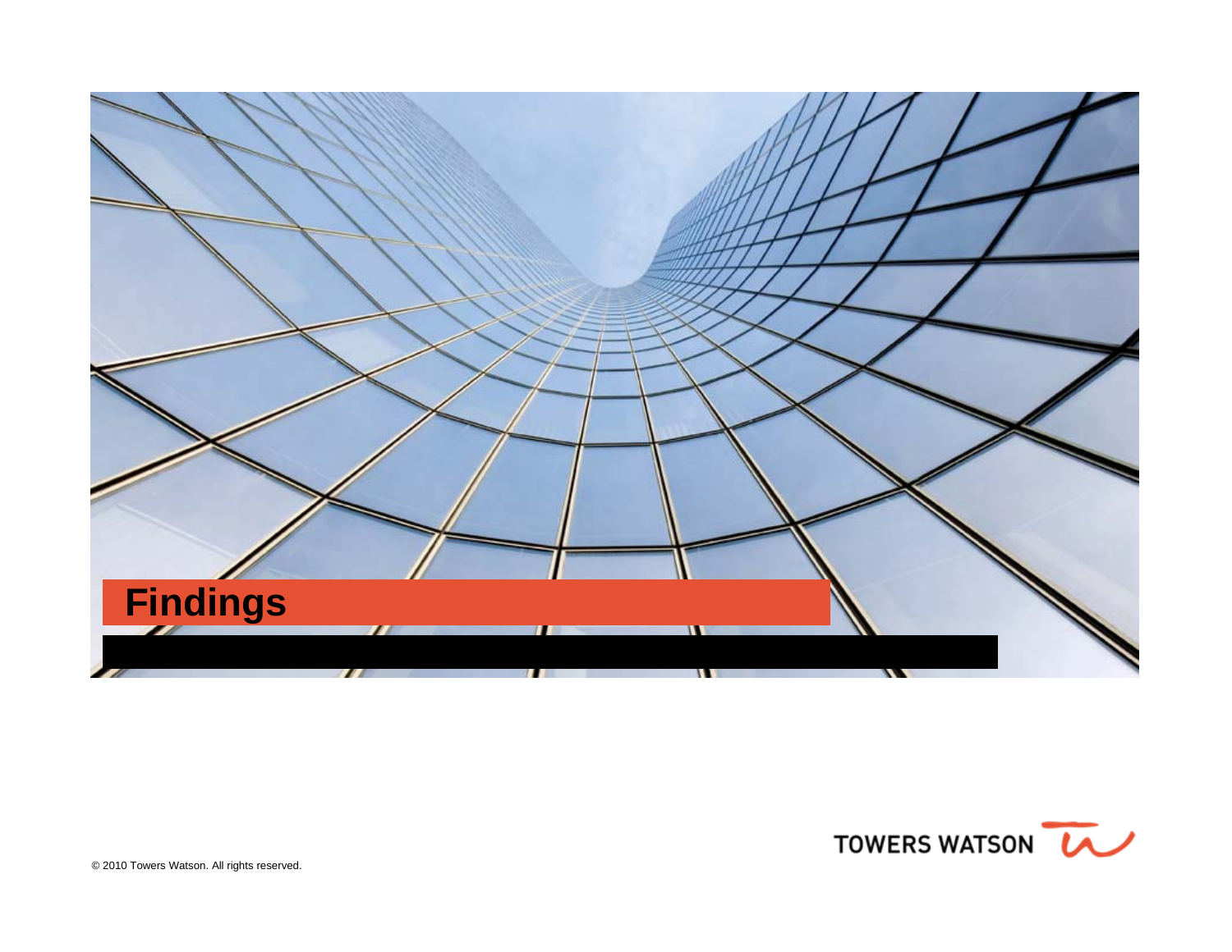# Findings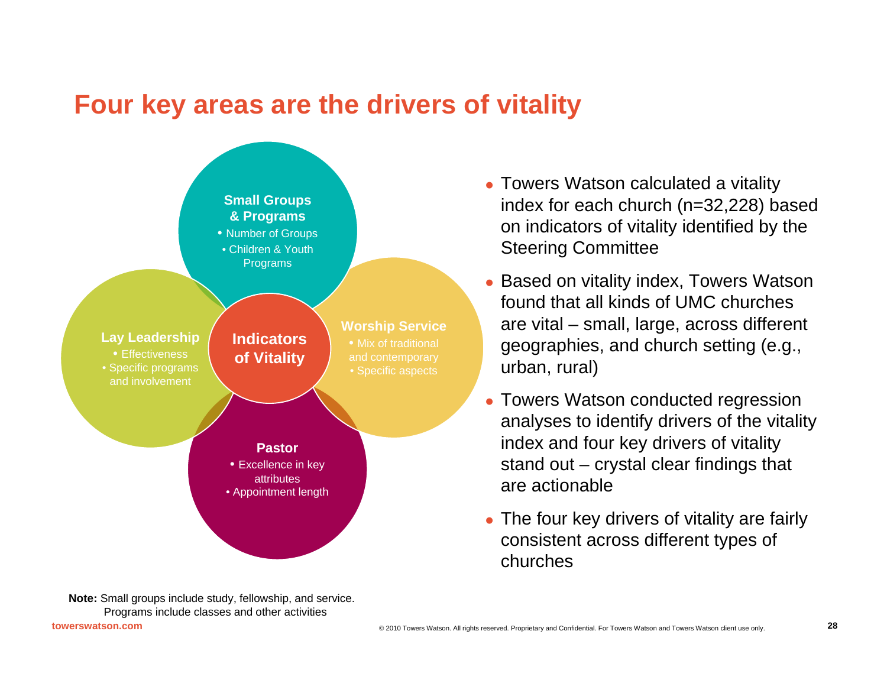# Four key areas are the drivers of vitality

**Indicators of Vitality**

**Small Groups & Programs**
- Number of Groups
- Children & Youth Programs

**Worship Service**
- Mix of traditional and contemporary
- Specific aspects

**Pastor**
- Excellence in key attributes
- Appointment length

**Lay Leadership**
- Effectiveness
- Specific programs and involvement

- Towers Watson calculated a vitality index for each church (n=32,228) based on indicators of vitality identified by the Steering Committee
- Based on vitality index, Towers Watson found that all kinds of UMC churches are vital – small, large, across different geographies, and church setting (e.g., urban, rural)
- Towers Watson conducted regression analyses to identify drivers of the vitality index and four key drivers of vitality stand out – crystal clear findings that are actionable
- The four key drivers of vitality are fairly consistent across different types of churches

**Note:** Small groups include study, fellowship, and service. Programs include classes and other activities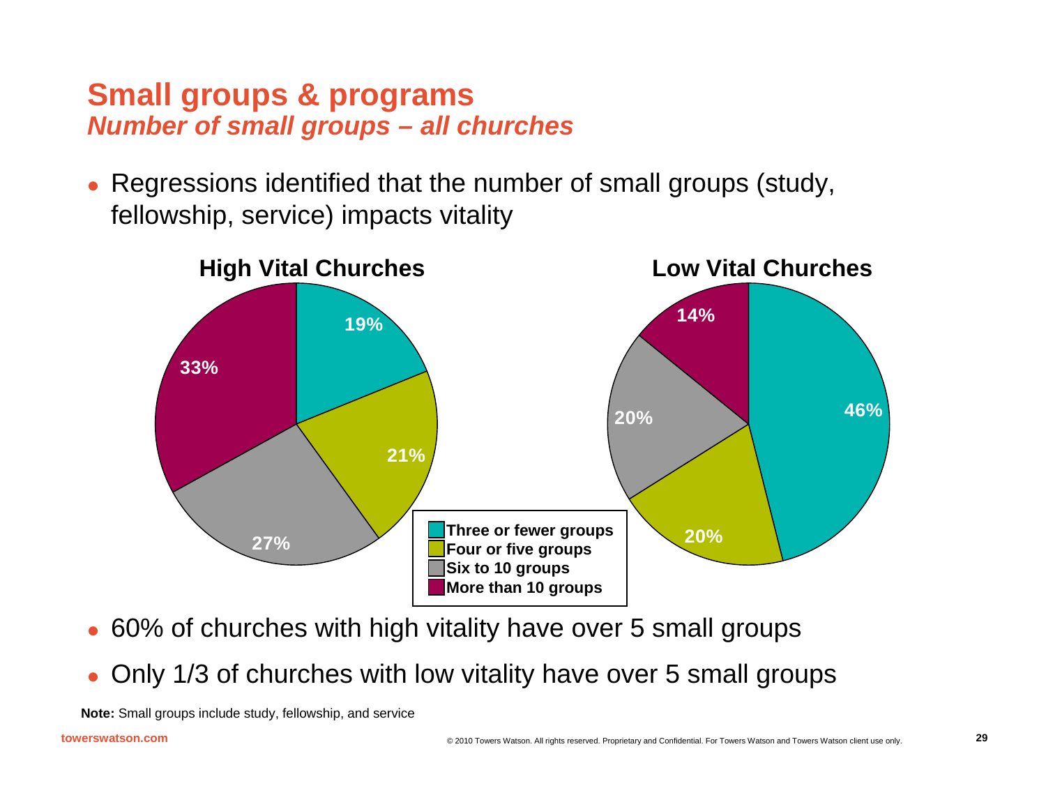# Small groups & programs

## *Number of small groups – all churches*

- Regressions identified that the number of small groups (study, fellowship, service) impacts vitality

**High Vital Churches**

| Number of small groups | Share |
| --- | --- |
| Three or fewer groups | 19% |
| Four or five groups | 21% |
| Six to 10 groups | 27% |
| More than 10 groups | 33% |

**Low Vital Churches**

| Number of small groups | Share |
| --- | --- |
| Three or fewer groups | 46% |
| Four or five groups | 20% |
| Six to 10 groups | 20% |
| More than 10 groups | 14% |

- 60% of churches with high vitality have over 5 small groups
- Only 1/3 of churches with low vitality have over 5 small groups

**Note:** Small groups include study, fellowship, and service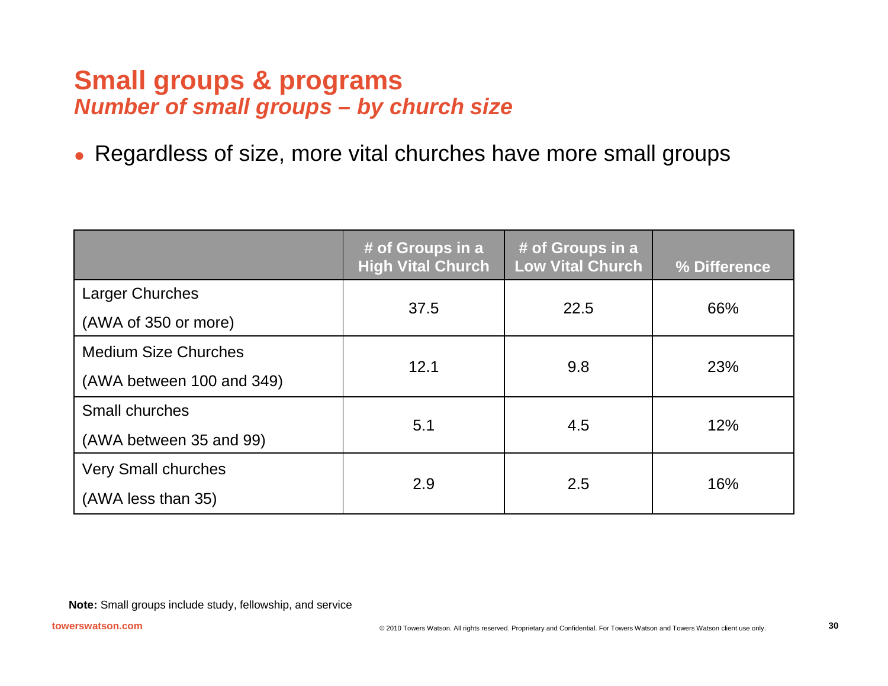## Small groups & programs
### *Number of small groups – by church size*

- Regardless of size, more vital churches have more small groups

| | # of Groups in a High Vital Church | # of Groups in a Low Vital Church | % Difference |
|---|---|---|---|
| Larger Churches (AWA of 350 or more) | 37.5 | 22.5 | 66% |
| Medium Size Churches (AWA between 100 and 349) | 12.1 | 9.8 | 23% |
| Small churches (AWA between 35 and 99) | 5.1 | 4.5 | 12% |
| Very Small churches (AWA less than 35) | 2.9 | 2.5 | 16% |

**Note:** Small groups include study, fellowship, and service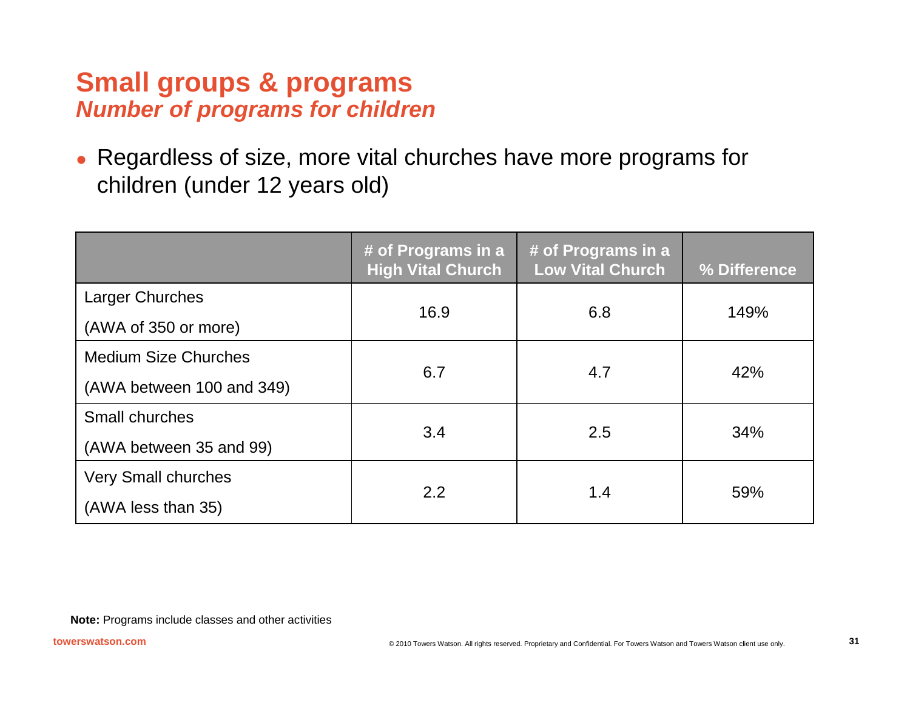# Small groups & programs
## *Number of programs for children*

- Regardless of size, more vital churches have more programs for children (under 12 years old)

| | # of Programs in a High Vital Church | # of Programs in a Low Vital Church | % Difference |
|---|---|---|---|
| Larger Churches (AWA of 350 or more) | 16.9 | 6.8 | 149% |
| Medium Size Churches (AWA between 100 and 349) | 6.7 | 4.7 | 42% |
| Small churches (AWA between 35 and 99) | 3.4 | 2.5 | 34% |
| Very Small churches (AWA less than 35) | 2.2 | 1.4 | 59% |

**Note:** Programs include classes and other activities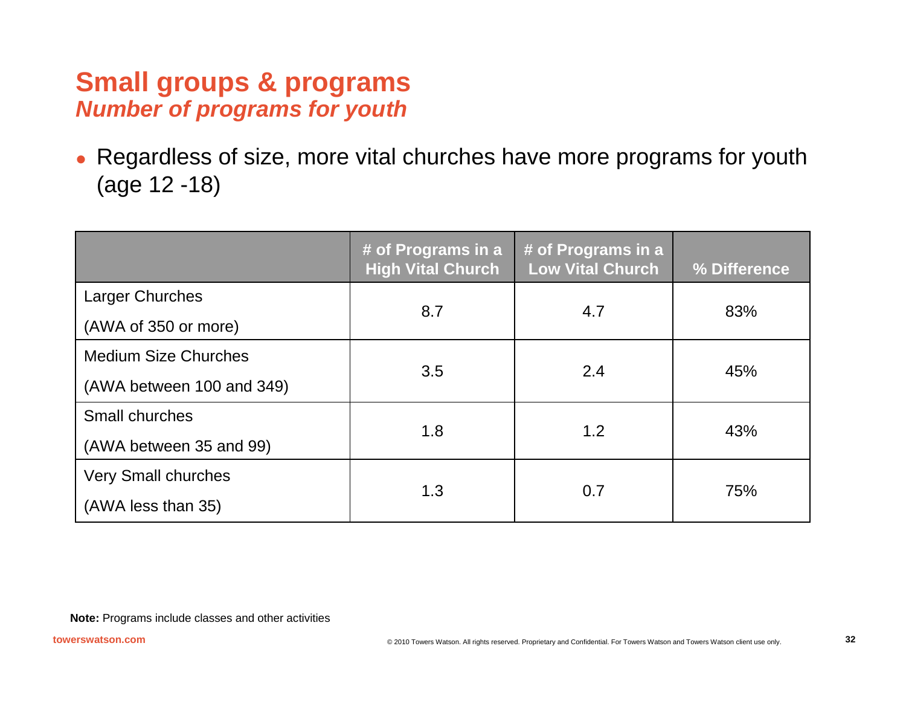# Small groups & programs

## *Number of programs for youth*

- Regardless of size, more vital churches have more programs for youth (age 12 -18)

| | # of Programs in a High Vital Church | # of Programs in a Low Vital Church | % Difference |
|---|---|---|---|
| Larger Churches (AWA of 350 or more) | 8.7 | 4.7 | 83% |
| Medium Size Churches (AWA between 100 and 349) | 3.5 | 2.4 | 45% |
| Small churches (AWA between 35 and 99) | 1.8 | 1.2 | 43% |
| Very Small churches (AWA less than 35) | 1.3 | 0.7 | 75% |

**Note:** Programs include classes and other activities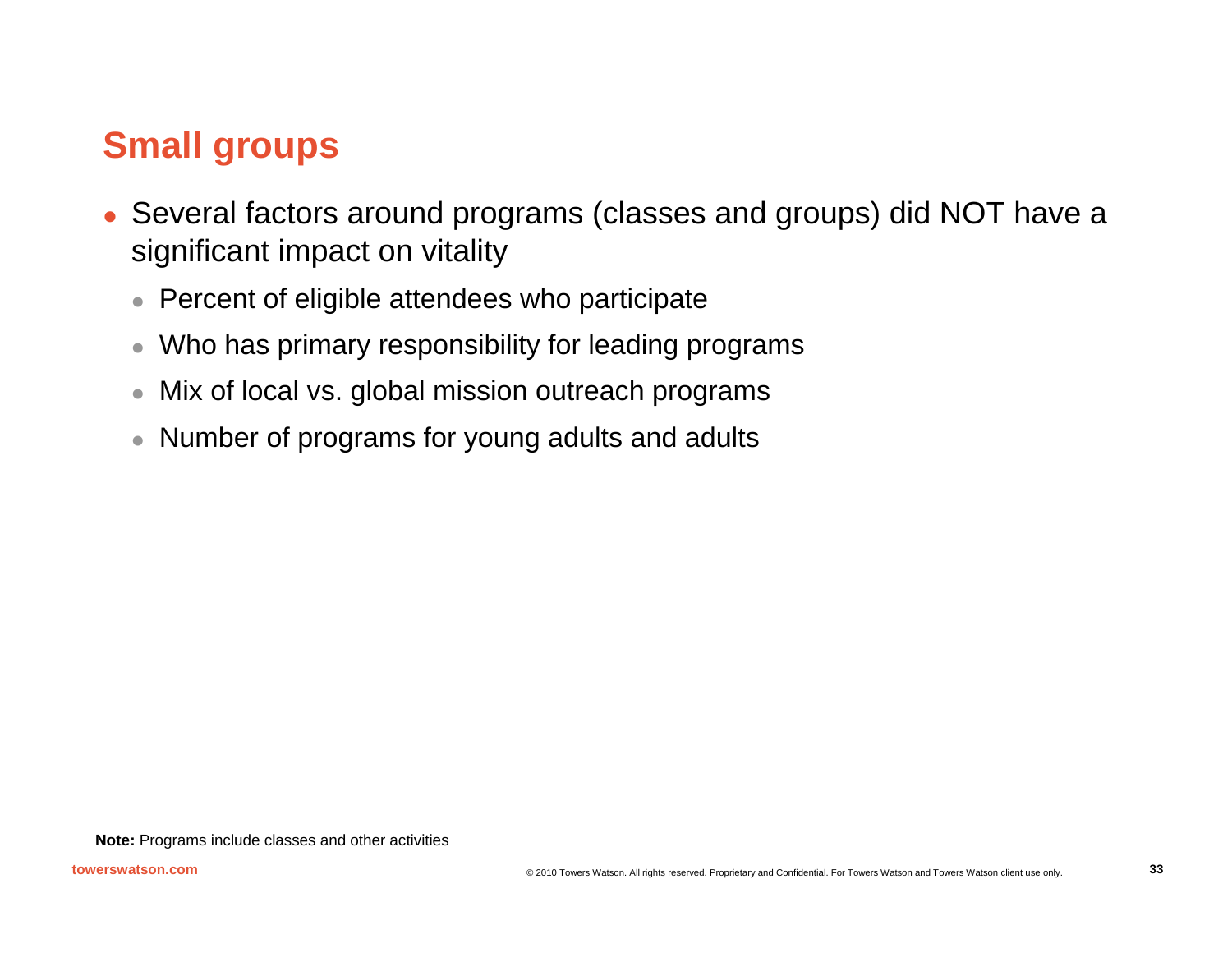## Small groups

- Several factors around programs (classes and groups) did NOT have a significant impact on vitality
  - Percent of eligible attendees who participate
  - Who has primary responsibility for leading programs
  - Mix of local vs. global mission outreach programs
  - Number of programs for young adults and adults

**Note:** Programs include classes and other activities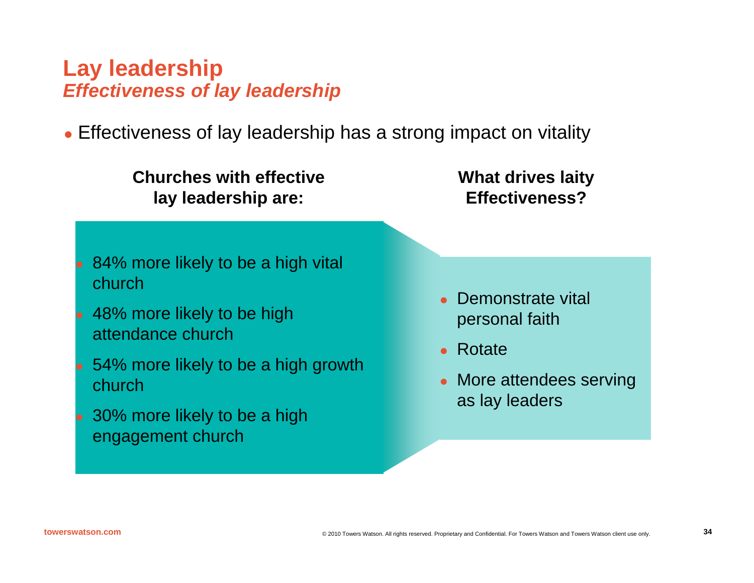# Lay leadership

## *Effectiveness of lay leadership*

- Effectiveness of lay leadership has a strong impact on vitality

**Churches with effective lay leadership are:**

- 84% more likely to be a high vital church
- 48% more likely to be high attendance church
- 54% more likely to be a high growth church
- 30% more likely to be a high engagement church

**What drives laity Effectiveness?**

- Demonstrate vital personal faith
- Rotate
- More attendees serving as lay leaders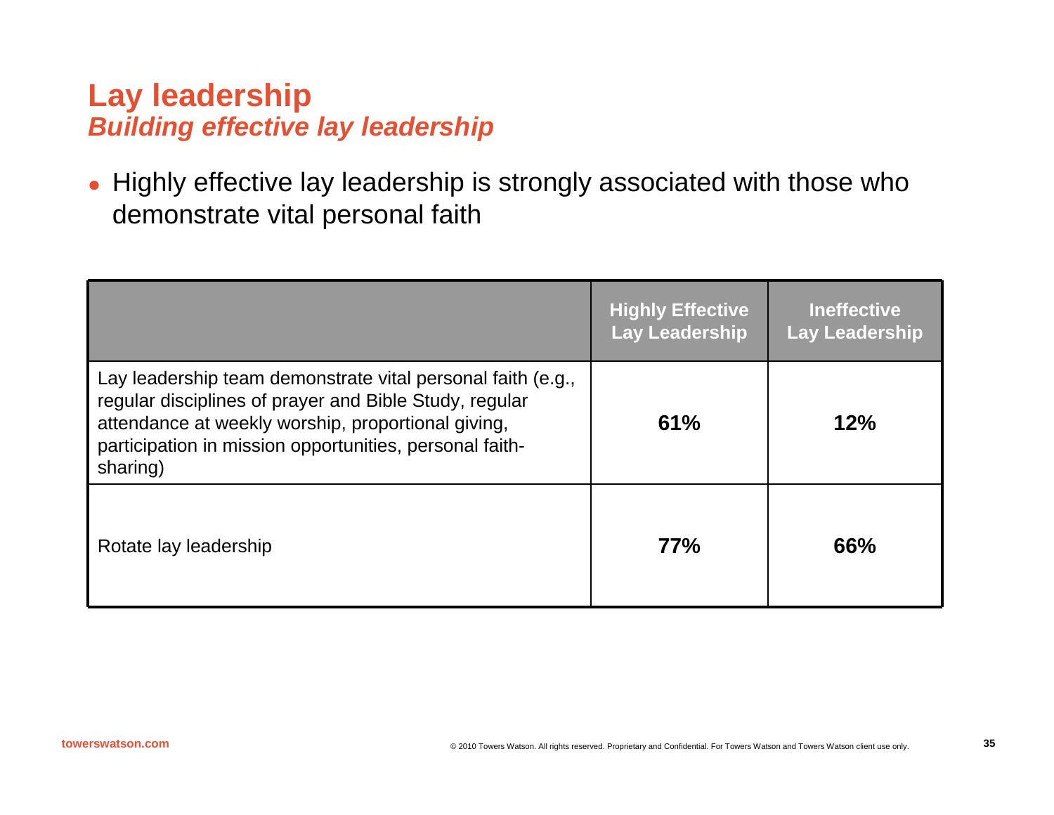# Lay leadership
## *Building effective lay leadership*

- Highly effective lay leadership is strongly associated with those who demonstrate vital personal faith

| | Highly Effective Lay Leadership | Ineffective Lay Leadership |
|---|---|---|
| Lay leadership team demonstrate vital personal faith (e.g., regular disciplines of prayer and Bible Study, regular attendance at weekly worship, proportional giving, participation in mission opportunities, personal faith-sharing) | **61%** | **12%** |
| Rotate lay leadership | **77%** | **66%** |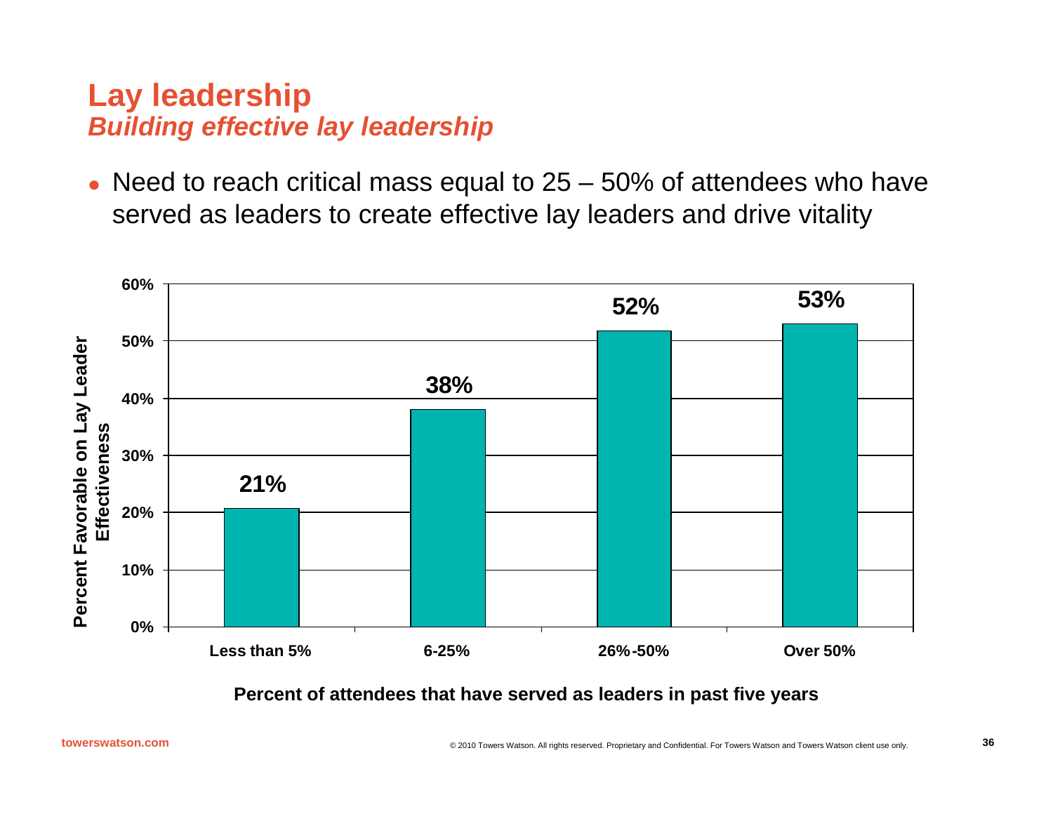# Lay leadership

## *Building effective lay leadership*

- Need to reach critical mass equal to 25 – 50% of attendees who have served as leaders to create effective lay leaders and drive vitality

| Percent of attendees that have served as leaders in past five years | Percent Favorable on Lay Leader Effectiveness |
|---|---|
| Less than 5% | 21% |
| 6-25% | 38% |
| 26%-50% | 52% |
| Over 50% | 53% |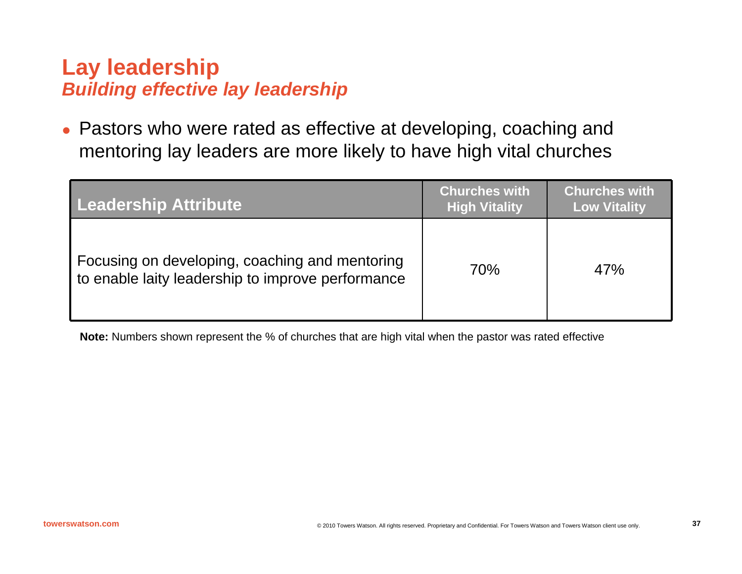# Lay leadership

## *Building effective lay leadership*

- Pastors who were rated as effective at developing, coaching and mentoring lay leaders are more likely to have high vital churches

| Leadership Attribute | Churches with High Vitality | Churches with Low Vitality |
|---|---|---|
| Focusing on developing, coaching and mentoring to enable laity leadership to improve performance | 70% | 47% |

**Note:** Numbers shown represent the % of churches that are high vital when the pastor was rated effective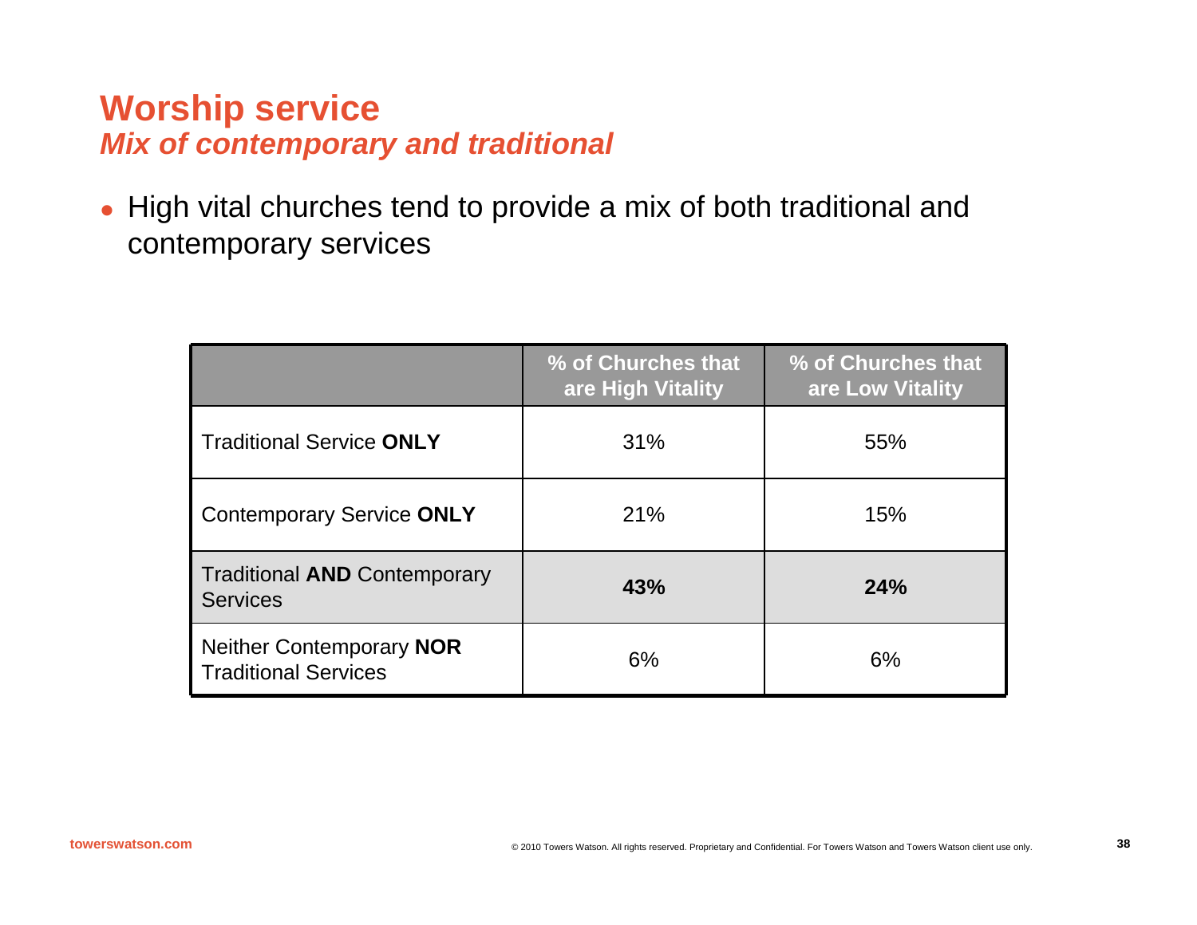# Worship service
## *Mix of contemporary and traditional*

- High vital churches tend to provide a mix of both traditional and contemporary services

| | % of Churches that are High Vitality | % of Churches that are Low Vitality |
|---|---|---|
| Traditional Service **ONLY** | 31% | 55% |
| Contemporary Service **ONLY** | 21% | 15% |
| Traditional **AND** Contemporary Services | **43%** | **24%** |
| Neither Contemporary **NOR** Traditional Services | 6% | 6% |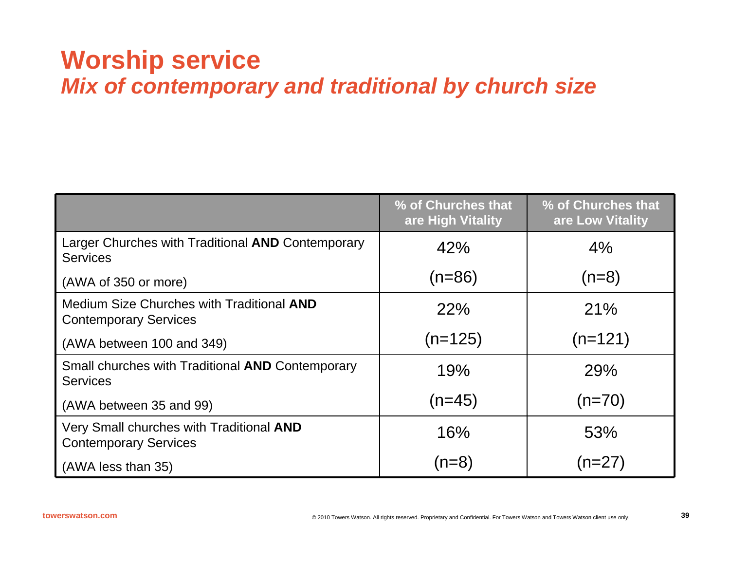# Worship service

## *Mix of contemporary and traditional by church size*

| | % of Churches that are High Vitality | % of Churches that are Low Vitality |
|---|---|---|
| Larger Churches with Traditional **AND** Contemporary Services<br>(AWA of 350 or more) | 42%<br>(n=86) | 4%<br>(n=8) |
| Medium Size Churches with Traditional **AND** Contemporary Services<br>(AWA between 100 and 349) | 22%<br>(n=125) | 21%<br>(n=121) |
| Small churches with Traditional **AND** Contemporary Services<br>(AWA between 35 and 99) | 19%<br>(n=45) | 29%<br>(n=70) |
| Very Small churches with Traditional **AND** Contemporary Services<br>(AWA less than 35) | 16%<br>(n=8) | 53%<br>(n=27) |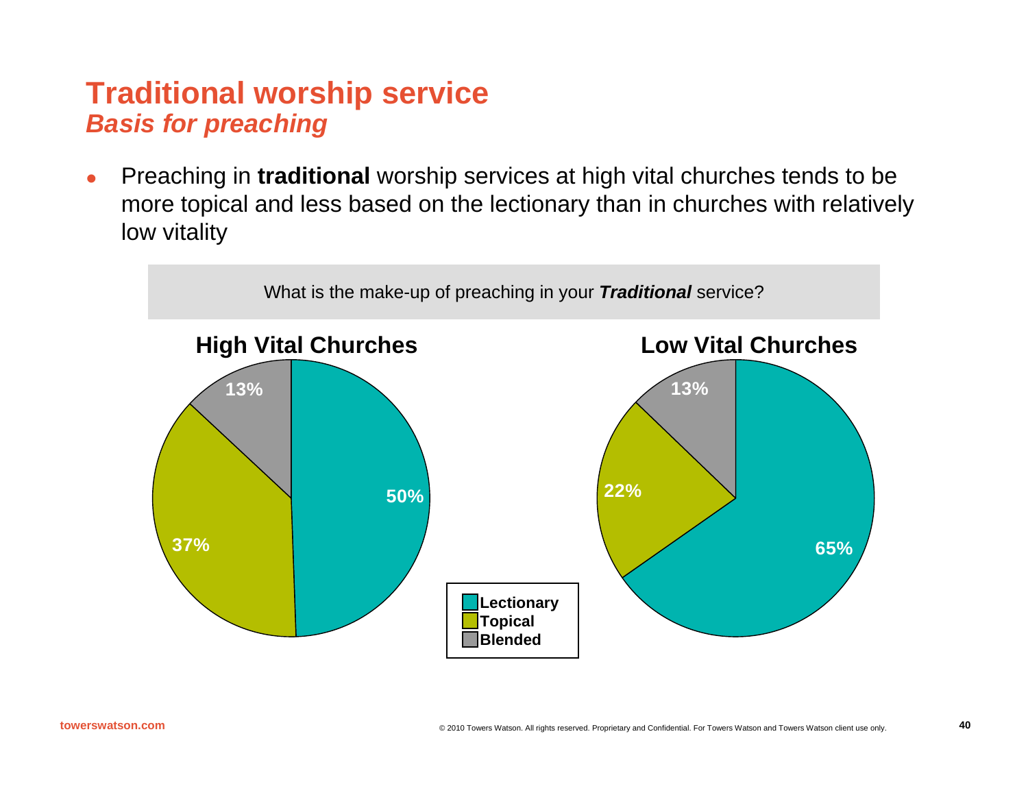# Traditional worship service
## *Basis for preaching*

- Preaching in **traditional** worship services at high vital churches tends to be more topical and less based on the lectionary than in churches with relatively low vitality

What is the make-up of preaching in your ***Traditional*** service?

| | High Vital Churches | Low Vital Churches |
|---|---|---|
| Lectionary | 50% | 65% |
| Topical | 37% | 22% |
| Blended | 13% | 13% |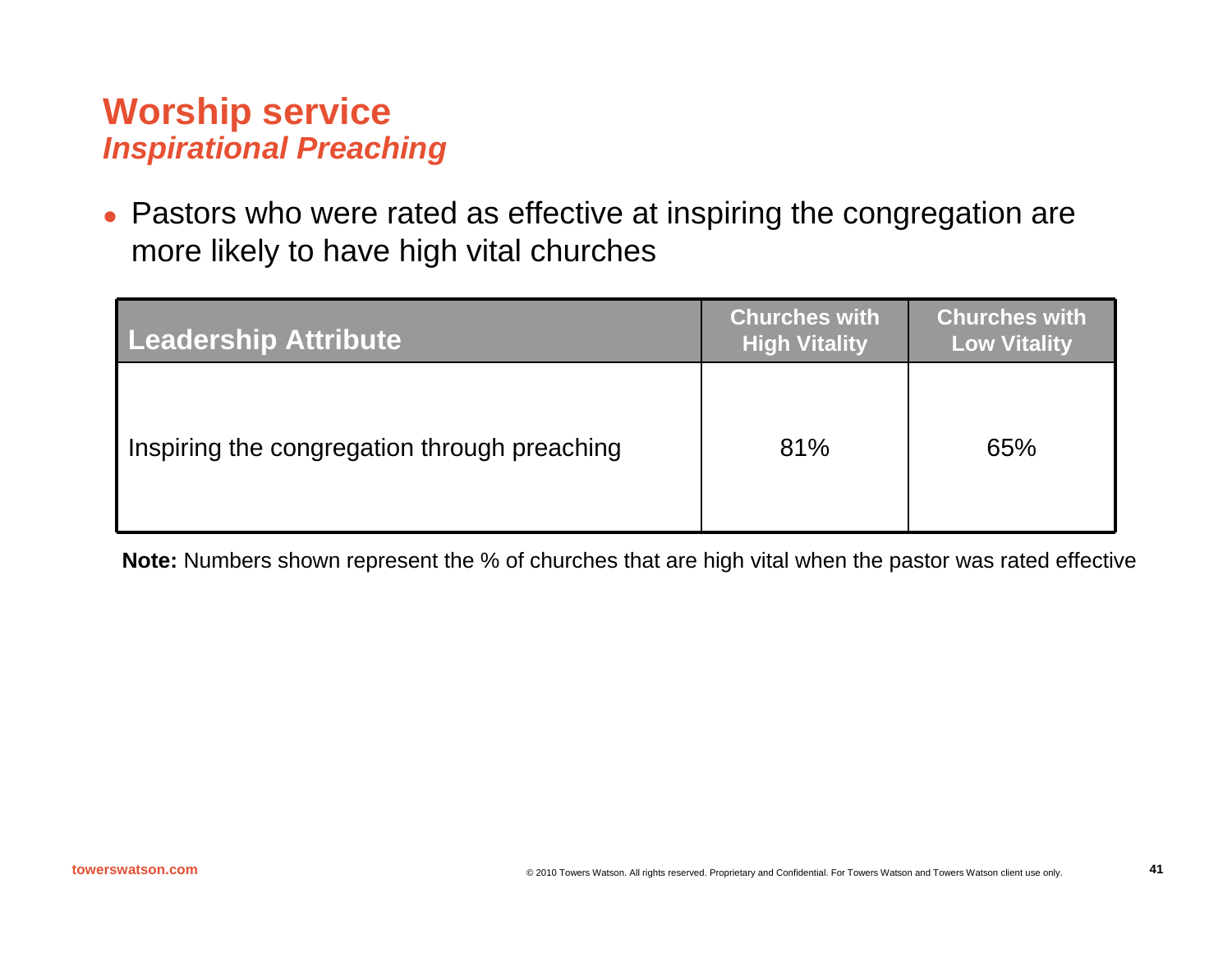# Worship service

## *Inspirational Preaching*

- Pastors who were rated as effective at inspiring the congregation are more likely to have high vital churches

| Leadership Attribute | Churches with High Vitality | Churches with Low Vitality |
|---|---|---|
| Inspiring the congregation through preaching | 81% | 65% |

**Note:** Numbers shown represent the % of churches that are high vital when the pastor was rated effective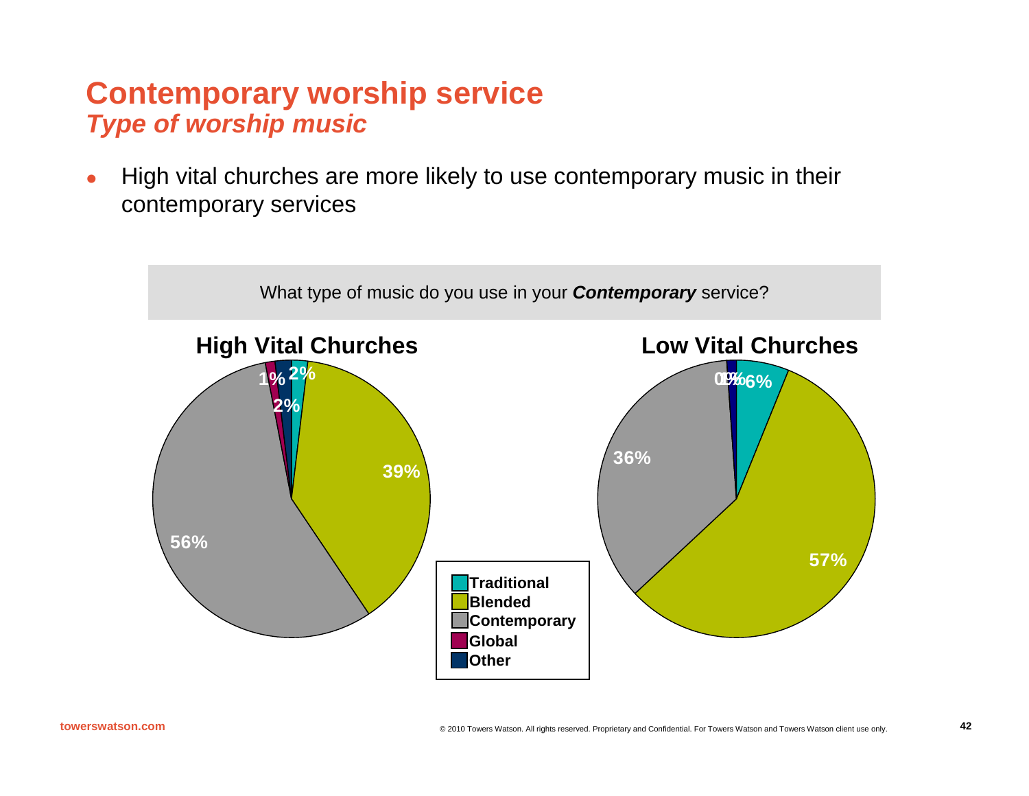# Contemporary worship service

## *Type of worship music*

- High vital churches are more likely to use contemporary music in their contemporary services

What type of music do you use in your ***Contemporary*** service?

**High Vital Churches**

| Type | Percentage |
| --- | --- |
| Traditional | 2% |
| Blended | 39% |
| Contemporary | 56% |
| Global | 1% |
| Other | 2% |

**Low Vital Churches**

| Type | Percentage |
| --- | --- |
| Traditional | 6% |
| Blended | 57% |
| Contemporary | 36% |
| Global | 0% |
| Other | 1% |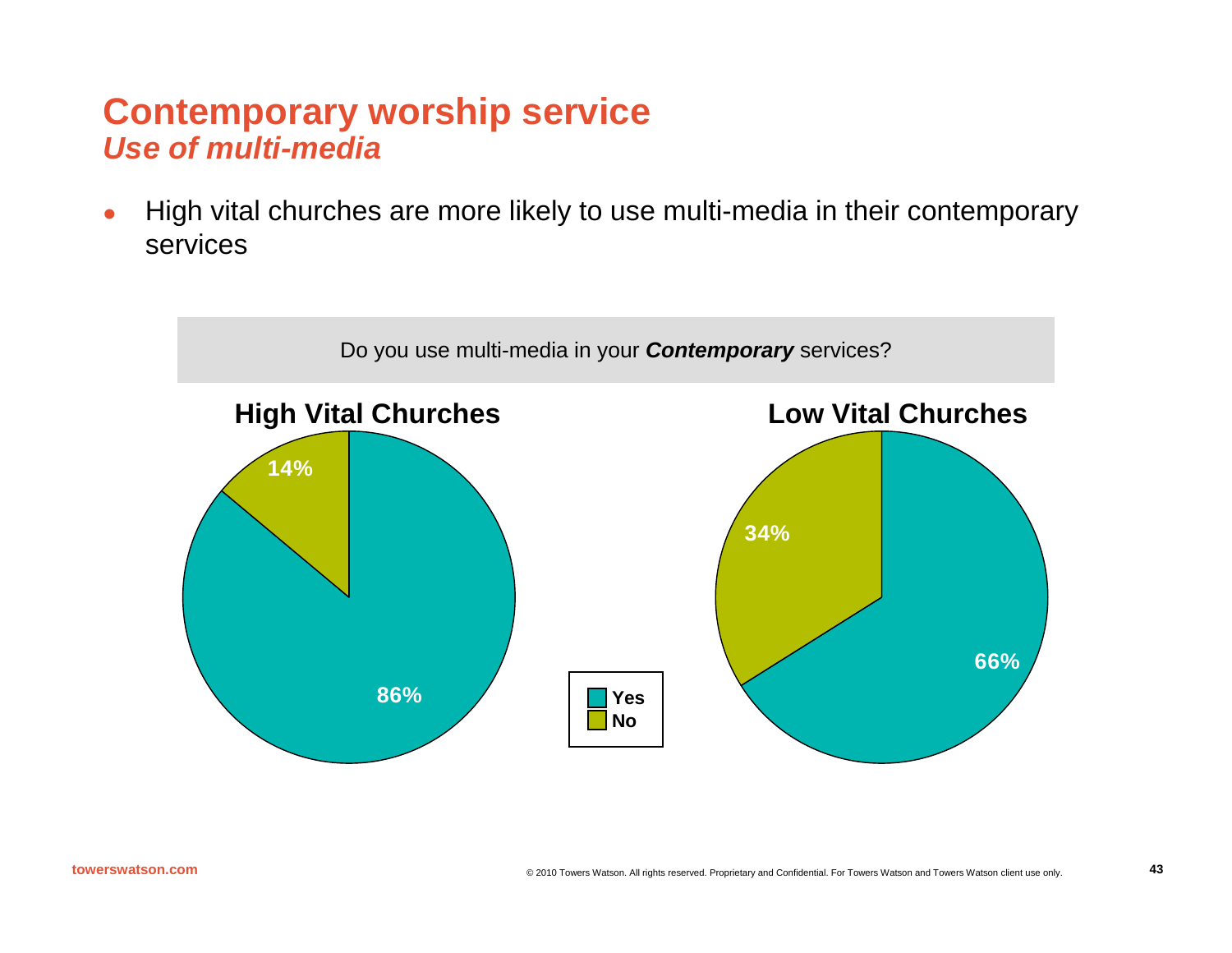# Contemporary worship service

## *Use of multi-media*

- High vital churches are more likely to use multi-media in their contemporary services

Do you use multi-media in your ***Contemporary*** services?

| | High Vital Churches | Low Vital Churches |
|---|---|---|
| Yes | 86% | 66% |
| No | 14% | 34% |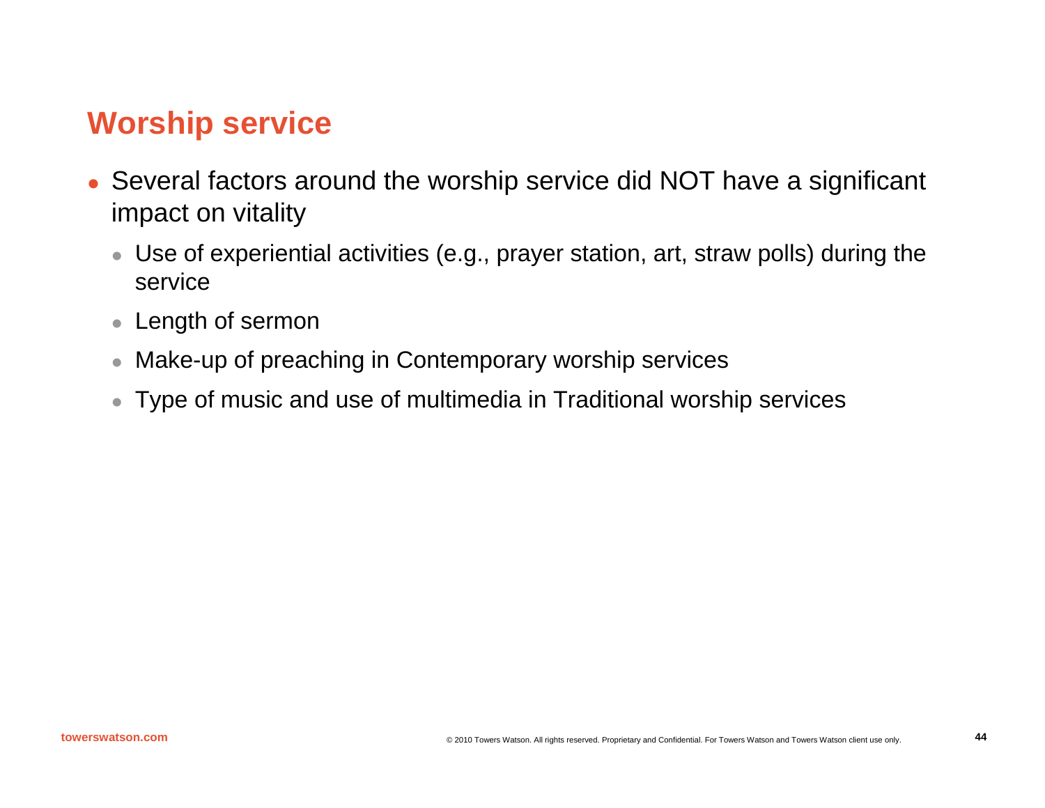# Worship service

- Several factors around the worship service did NOT have a significant impact on vitality
  - Use of experiential activities (e.g., prayer station, art, straw polls) during the service
  - Length of sermon
  - Make-up of preaching in Contemporary worship services
  - Type of music and use of multimedia in Traditional worship services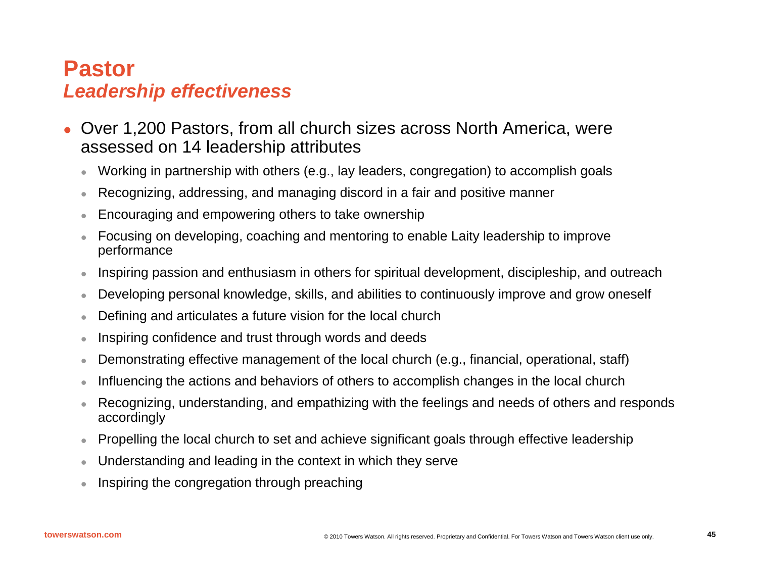# Pastor

## *Leadership effectiveness*

- Over 1,200 Pastors, from all church sizes across North America, were assessed on 14 leadership attributes
  - Working in partnership with others (e.g., lay leaders, congregation) to accomplish goals
  - Recognizing, addressing, and managing discord in a fair and positive manner
  - Encouraging and empowering others to take ownership
  - Focusing on developing, coaching and mentoring to enable Laity leadership to improve performance
  - Inspiring passion and enthusiasm in others for spiritual development, discipleship, and outreach
  - Developing personal knowledge, skills, and abilities to continuously improve and grow oneself
  - Defining and articulates a future vision for the local church
  - Inspiring confidence and trust through words and deeds
  - Demonstrating effective management of the local church (e.g., financial, operational, staff)
  - Influencing the actions and behaviors of others to accomplish changes in the local church
  - Recognizing, understanding, and empathizing with the feelings and needs of others and responds accordingly
  - Propelling the local church to set and achieve significant goals through effective leadership
  - Understanding and leading in the context in which they serve
  - Inspiring the congregation through preaching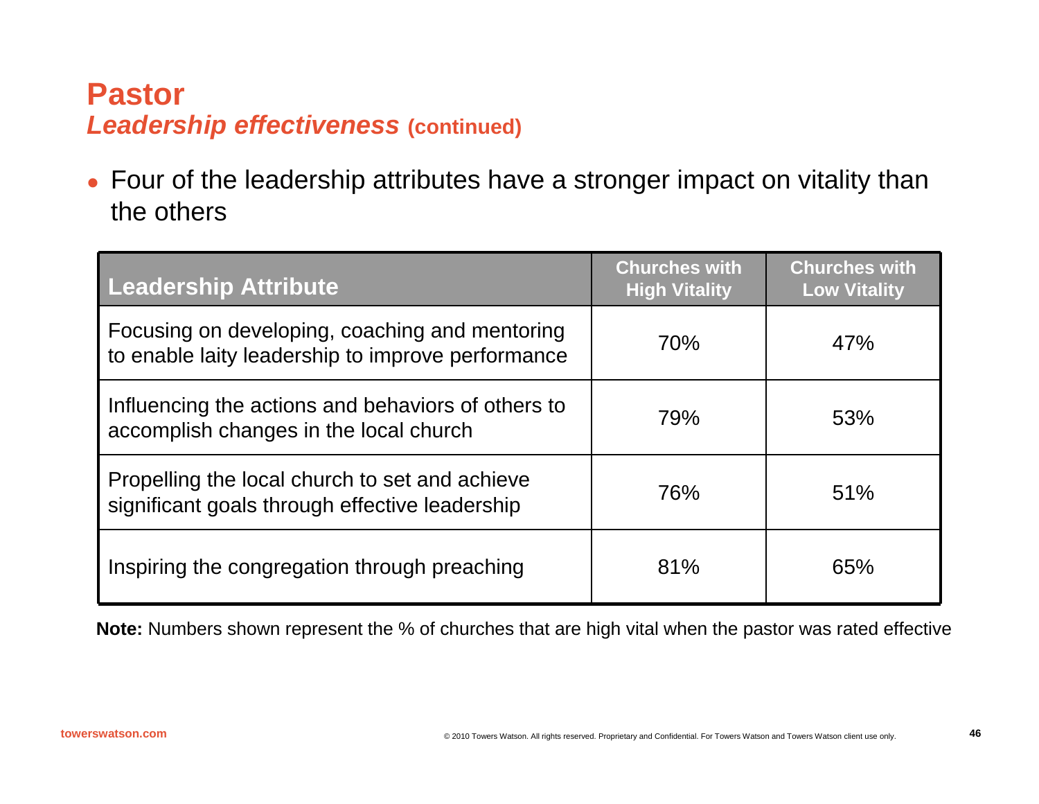# Pastor

## *Leadership effectiveness* (continued)

- Four of the leadership attributes have a stronger impact on vitality than the others

| Leadership Attribute | Churches with High Vitality | Churches with Low Vitality |
|---|---|---|
| Focusing on developing, coaching and mentoring to enable laity leadership to improve performance | 70% | 47% |
| Influencing the actions and behaviors of others to accomplish changes in the local church | 79% | 53% |
| Propelling the local church to set and achieve significant goals through effective leadership | 76% | 51% |
| Inspiring the congregation through preaching | 81% | 65% |

**Note:** Numbers shown represent the % of churches that are high vital when the pastor was rated effective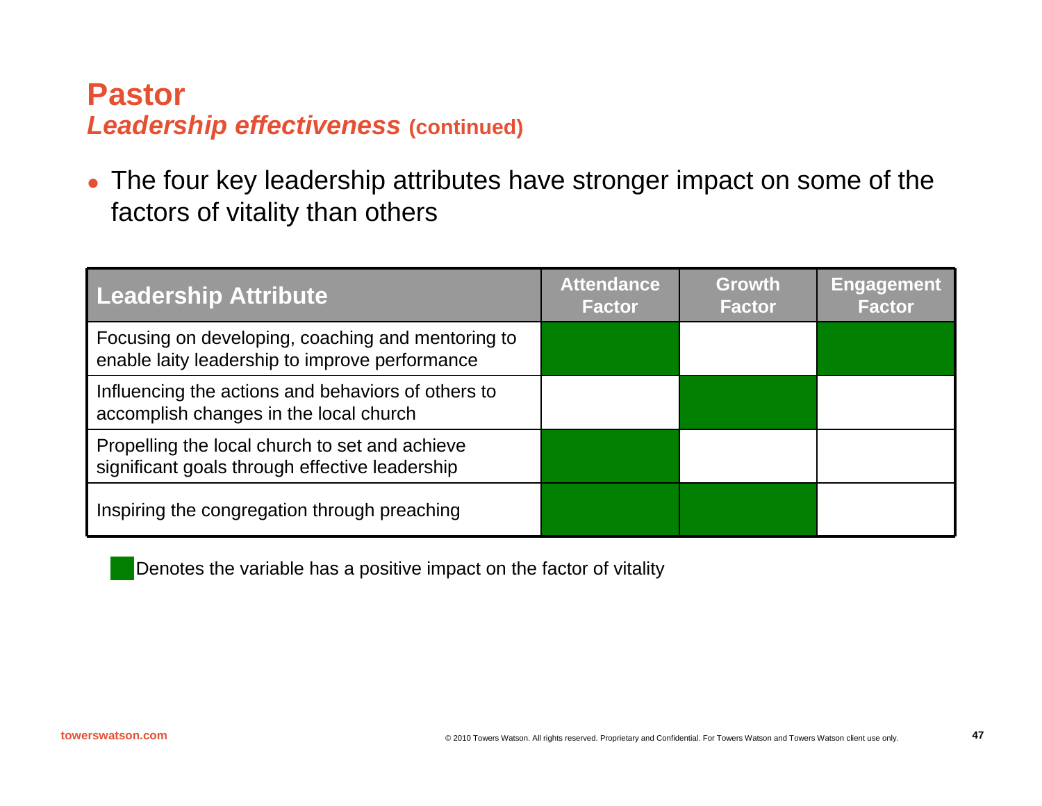# Pastor

## *Leadership effectiveness* (continued)

- The four key leadership attributes have stronger impact on some of the factors of vitality than others

| Leadership Attribute | Attendance Factor | Growth Factor | Engagement Factor |
|---|---|---|---|
| Focusing on developing, coaching and mentoring to enable laity leadership to improve performance | ■ | | ■ |
| Influencing the actions and behaviors of others to accomplish changes in the local church | | ■ | |
| Propelling the local church to set and achieve significant goals through effective leadership | ■ | | |
| Inspiring the congregation through preaching | ■ | ■ | |

■ Denotes the variable has a positive impact on the factor of vitality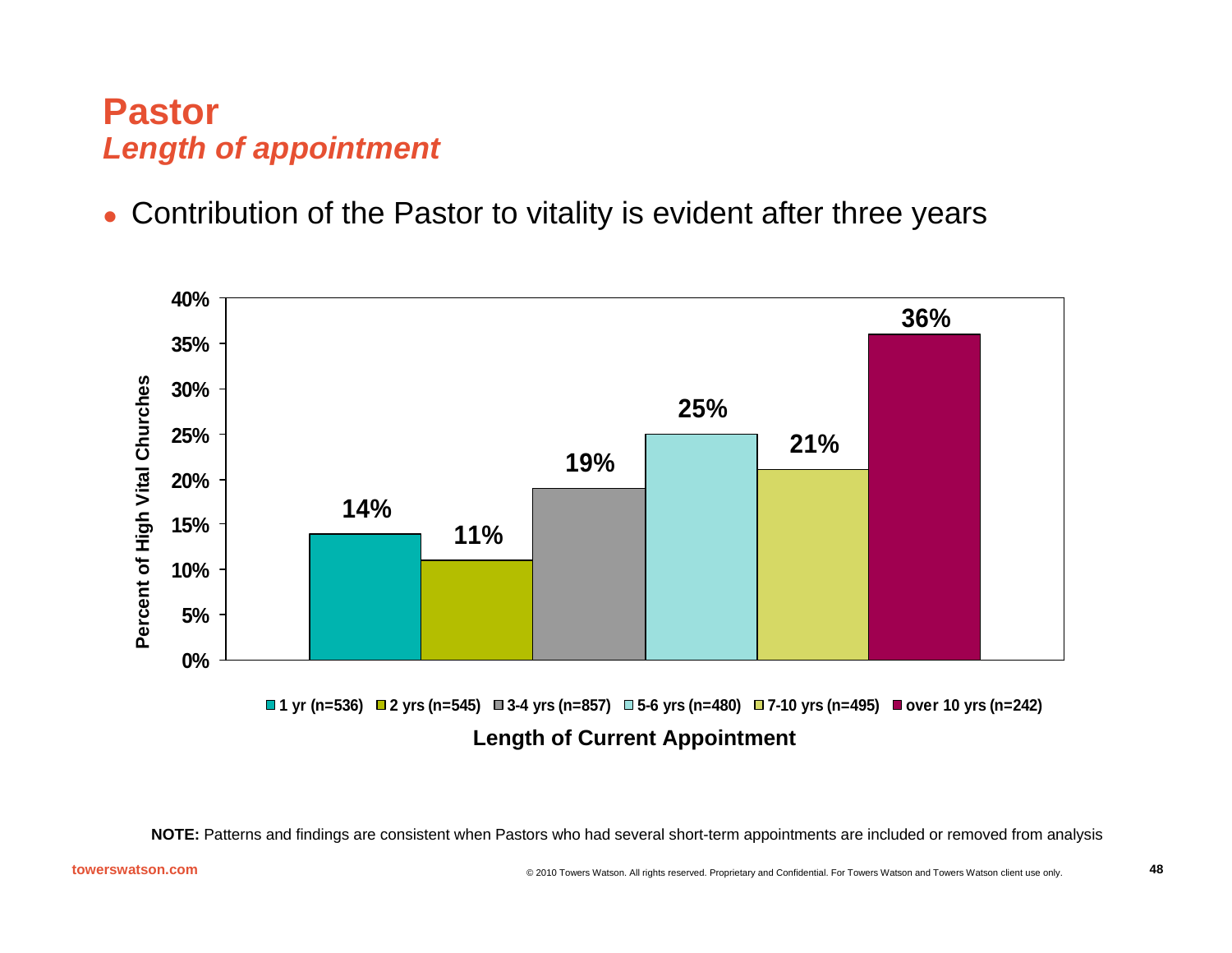# Pastor
## *Length of appointment*

- Contribution of the Pastor to vitality is evident after three years

| Length of Current Appointment | Percent of High Vital Churches |
| --- | --- |
| 1 yr (n=536) | 14% |
| 2 yrs (n=545) | 11% |
| 3-4 yrs (n=857) | 19% |
| 5-6 yrs (n=480) | 25% |
| 7-10 yrs (n=495) | 21% |
| over 10 yrs (n=242) | 36% |

**NOTE:** Patterns and findings are consistent when Pastors who had several short-term appointments are included or removed from analysis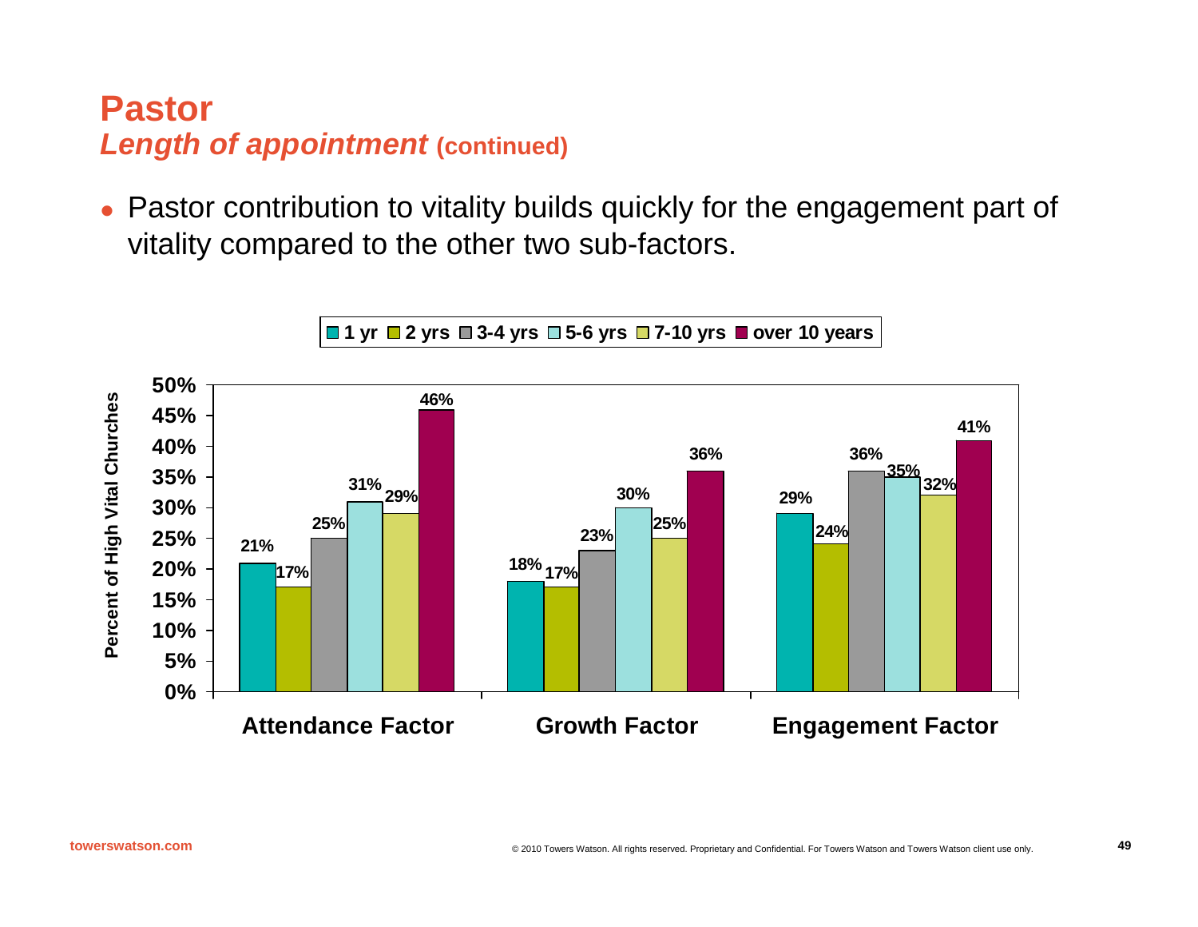# Pastor

## *Length of appointment* (continued)

- Pastor contribution to vitality builds quickly for the engagement part of vitality compared to the other two sub-factors.

| Percent of High Vital Churches | 1 yr | 2 yrs | 3-4 yrs | 5-6 yrs | 7-10 yrs | over 10 years |
|---|---|---|---|---|---|---|
| Attendance Factor | 21% | 17% | 25% | 31% | 29% | 46% |
| Growth Factor | 18% | 17% | 23% | 30% | 25% | 36% |
| Engagement Factor | 29% | 24% | 36% | 35% | 32% | 41% |

towerswatson.com

© 2010 Towers Watson. All rights reserved. Proprietary and Confidential. For Towers Watson and Towers Watson client use only.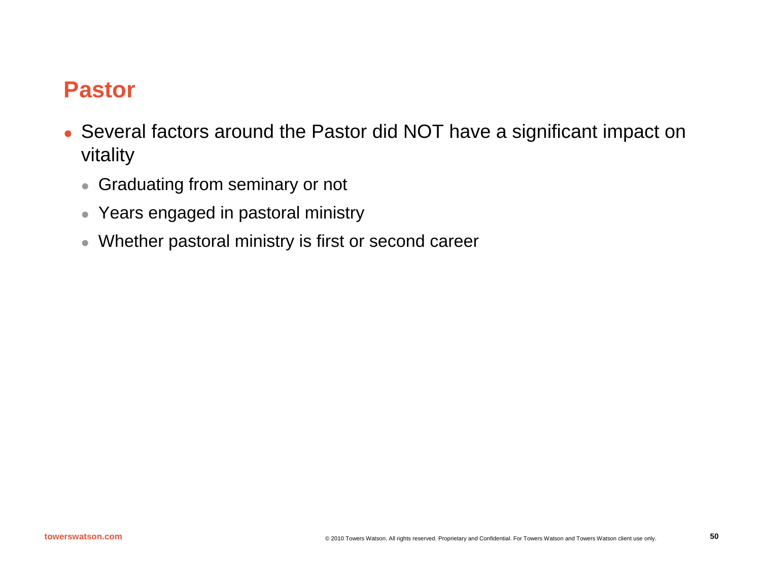# Pastor

- Several factors around the Pastor did NOT have a significant impact on vitality
  - Graduating from seminary or not
  - Years engaged in pastoral ministry
  - Whether pastoral ministry is first or second career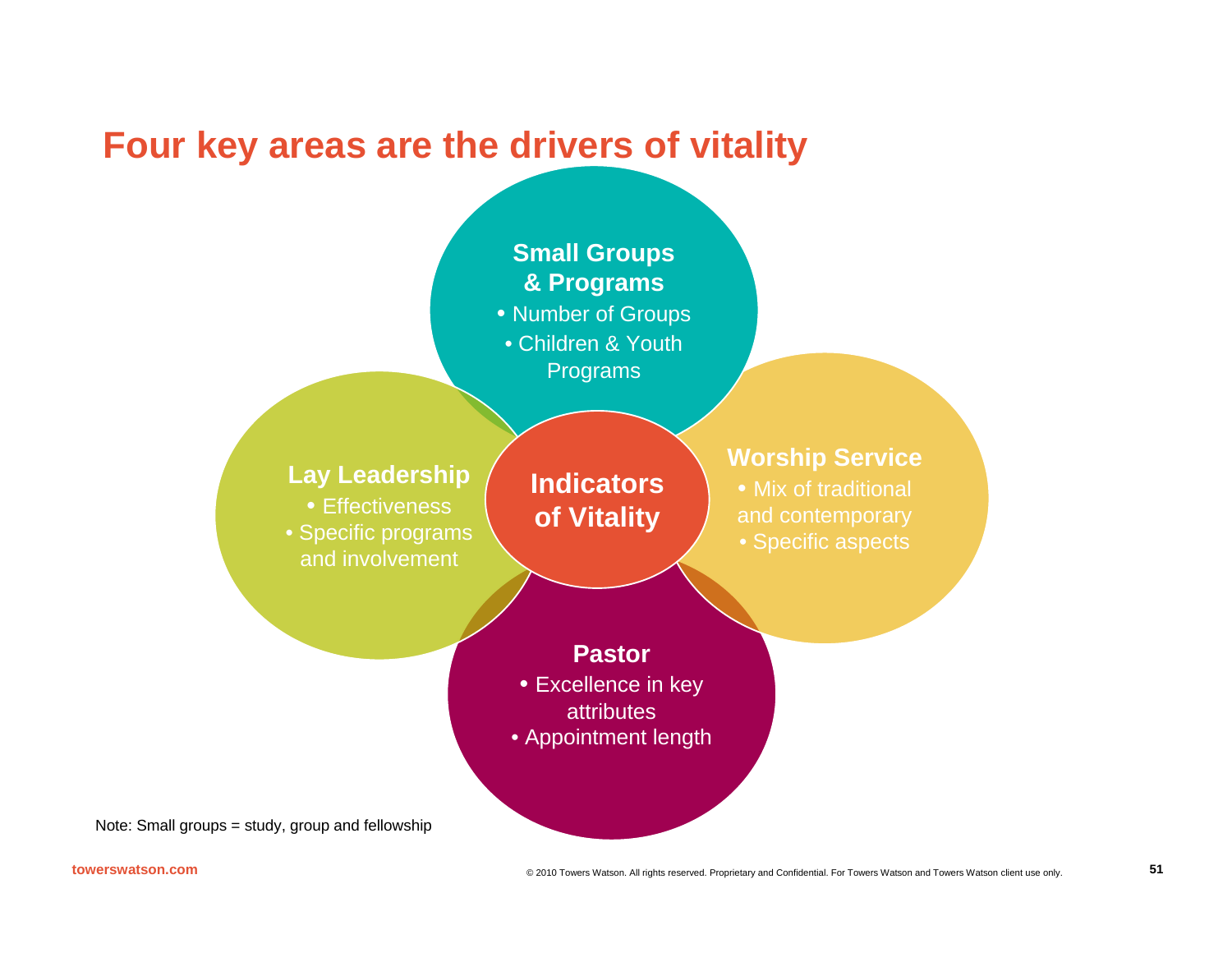# Four key areas are the drivers of vitality

**Small Groups & Programs**
- Number of Groups
- Children & Youth Programs

**Lay Leadership**
- Effectiveness
- Specific programs and involvement

**Indicators of Vitality**

**Worship Service**
- Mix of traditional and contemporary
- Specific aspects

**Pastor**
- Excellence in key attributes
- Appointment length

Note: Small groups = study, group and fellowship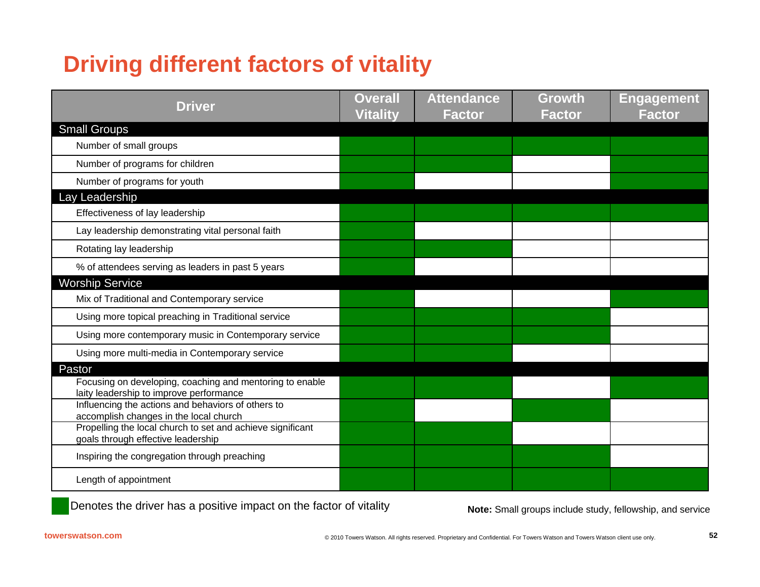# Driving different factors of vitality

| Driver | Overall Vitality | Attendance Factor | Growth Factor | Engagement Factor |
|---|---|---|---|---|
| **Small Groups** | | | | |
| Number of small groups | ■ | ■ | ■ | ■ |
| Number of programs for children | ■ | ■ | | ■ |
| Number of programs for youth | ■ | | | ■ |
| **Lay Leadership** | | | | |
| Effectiveness of lay leadership | ■ | ■ | ■ | ■ |
| Lay leadership demonstrating vital personal faith | ■ | | | |
| Rotating lay leadership | ■ | ■ | | |
| % of attendees serving as leaders in past 5 years | ■ | | | |
| **Worship Service** | | | | |
| Mix of Traditional and Contemporary service | ■ | | | ■ |
| Using more topical preaching in Traditional service | ■ | ■ | ■ | |
| Using more contemporary music in Contemporary service | ■ | ■ | ■ | |
| Using more multi-media in Contemporary service | ■ | ■ | | |
| **Pastor** | | | | |
| Focusing on developing, coaching and mentoring to enable laity leadership to improve performance | ■ | ■ | | ■ |
| Influencing the actions and behaviors of others to accomplish changes in the local church | ■ | | ■ | |
| Propelling the local church to set and achieve significant goals through effective leadership | ■ | ■ | | |
| Inspiring the congregation through preaching | ■ | ■ | ■ | |
| Length of appointment | ■ | ■ | ■ | ■ |

■ Denotes the driver has a positive impact on the factor of vitality

**Note:** Small groups include study, fellowship, and service

towerswatson.com

© 2010 Towers Watson. All rights reserved. Proprietary and Confidential. For Towers Watson and Towers Watson client use only.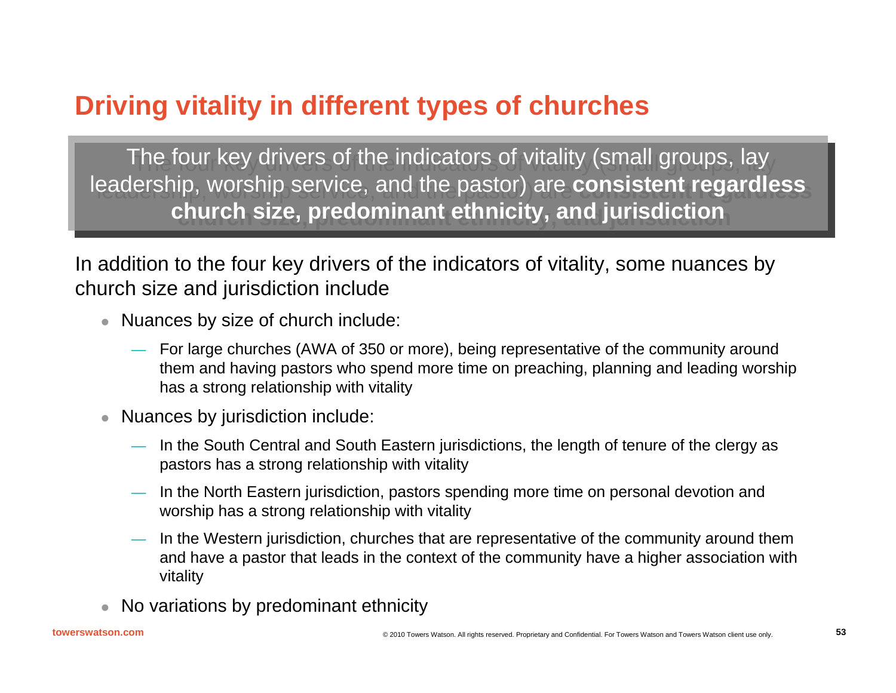# Driving vitality in different types of churches

The four key drivers of the indicators of vitality (small groups, lay leadership, worship service, and the pastor) are **consistent regardless church size, predominant ethnicity, and jurisdiction**

In addition to the four key drivers of the indicators of vitality, some nuances by church size and jurisdiction include

- Nuances by size of church include:
  - For large churches (AWA of 350 or more), being representative of the community around them and having pastors who spend more time on preaching, planning and leading worship has a strong relationship with vitality
- Nuances by jurisdiction include:
  - In the South Central and South Eastern jurisdictions, the length of tenure of the clergy as pastors has a strong relationship with vitality
  - In the North Eastern jurisdiction, pastors spending more time on personal devotion and worship has a strong relationship with vitality
  - In the Western jurisdiction, churches that are representative of the community around them and have a pastor that leads in the context of the community have a higher association with vitality
- No variations by predominant ethnicity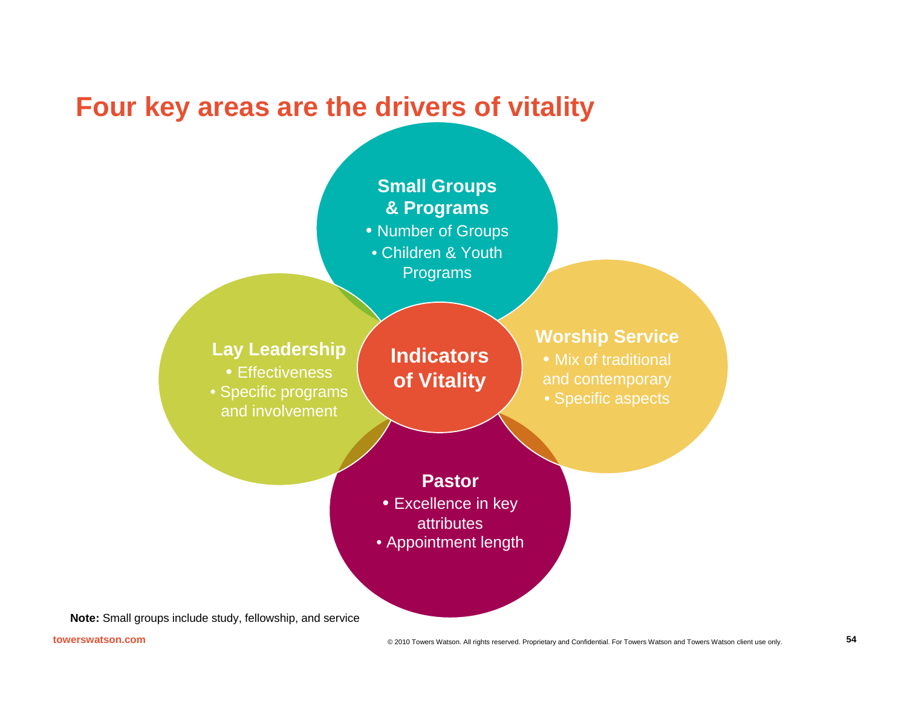# Four key areas are the drivers of vitality

**Indicators of Vitality**

**Small Groups & Programs**
- Number of Groups
- Children & Youth Programs

**Lay Leadership**
- Effectiveness
- Specific programs and involvement

**Worship Service**
- Mix of traditional and contemporary
- Specific aspects

**Pastor**
- Excellence in key attributes
- Appointment length

**Note:** Small groups include study, fellowship, and service

towerswatson.com

© 2010 Towers Watson. All rights reserved. Proprietary and Confidential. For Towers Watson and Towers Watson client use only.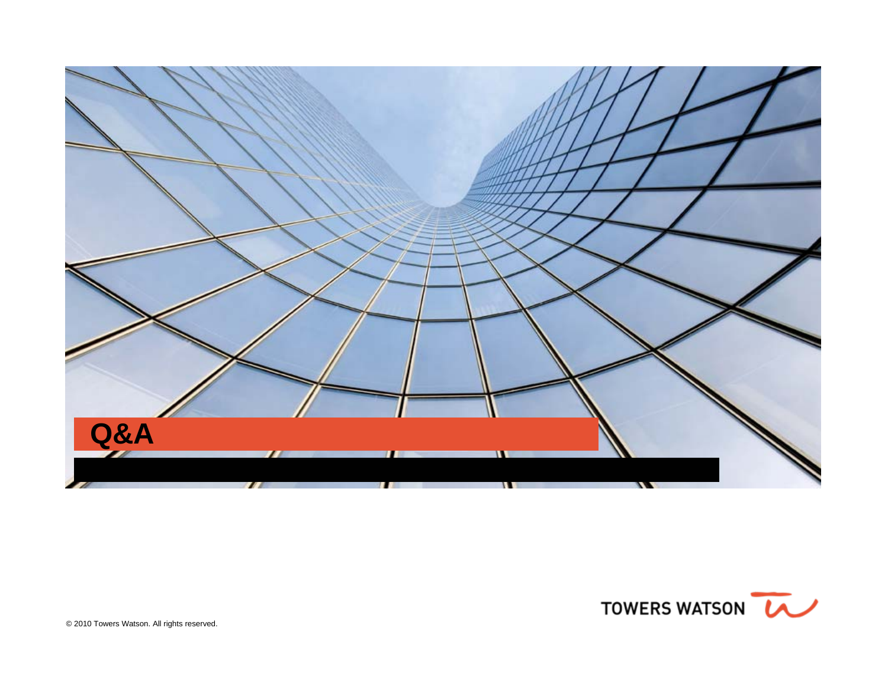# Q&A

© 2010 Towers Watson. All rights reserved.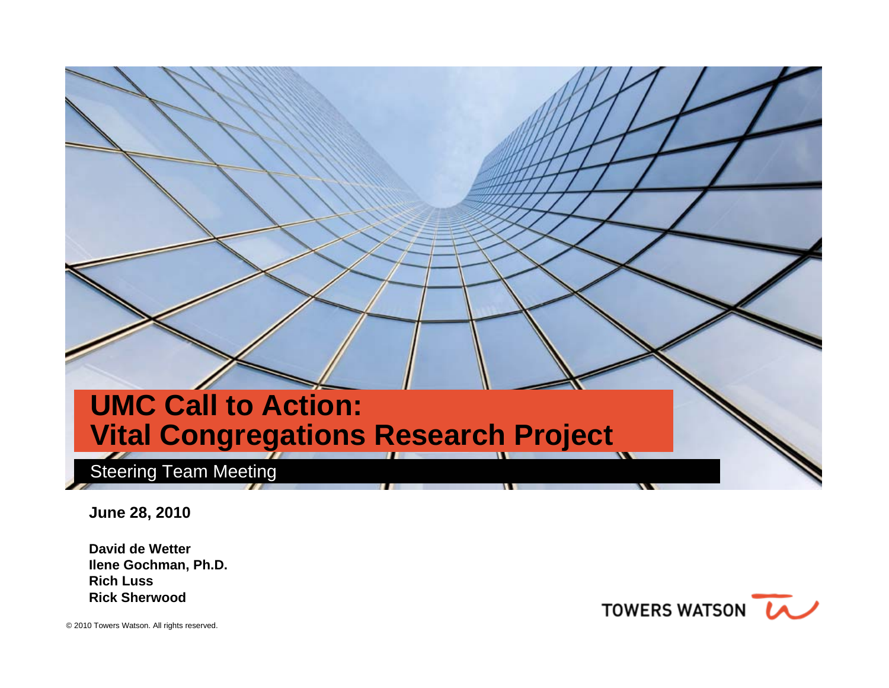# UMC Call to Action: Vital Congregations Research Project

Steering Team Meeting

**June 28, 2010**

**David de Wetter**
**Ilene Gochman, Ph.D.**
**Rich Luss**
**Rick Sherwood**

TOWERS WATSON

© 2010 Towers Watson. All rights reserved.